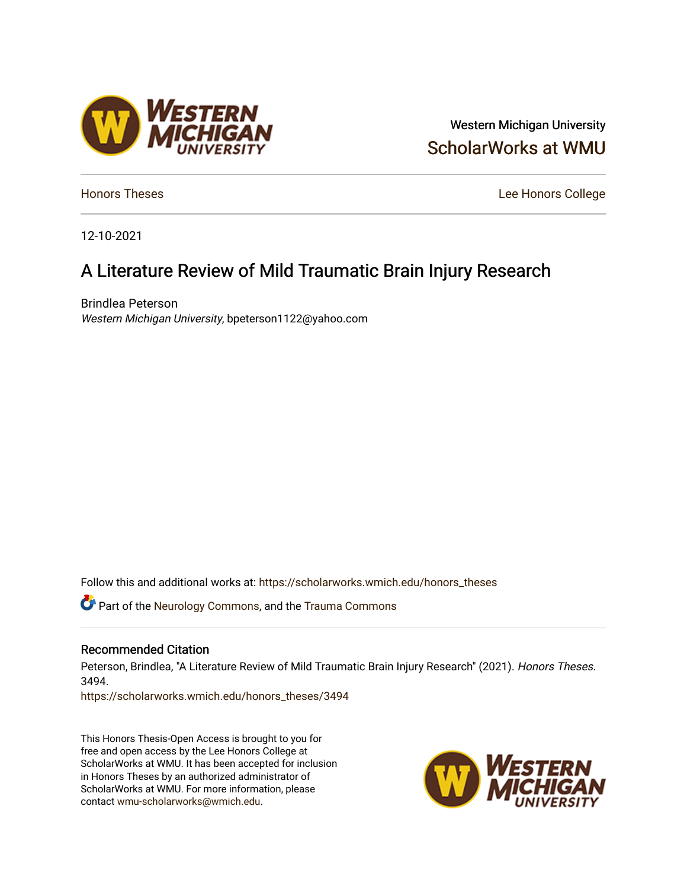Western Michigan University

ScholarWorks at WMU

Honors Theses

Lee Honors College

12-10-2021

# A Literature Review of Mild Traumatic Brain Injury Research

Brindlea Peterson

*Western Michigan University*, bpeterson1122@yahoo.com

Follow this and additional works at: https://scholarworks.wmich.edu/honors_theses

Part of the Neurology Commons, and the Trauma Commons

## Recommended Citation

Peterson, Brindlea, "A Literature Review of Mild Traumatic Brain Injury Research" (2021). *Honors Theses.* 3494.

https://scholarworks.wmich.edu/honors_theses/3494

This Honors Thesis-Open Access is brought to you for free and open access by the Lee Honors College at ScholarWorks at WMU. It has been accepted for inclusion in Honors Theses by an authorized administrator of ScholarWorks at WMU. For more information, please contact wmu-scholarworks@wmich.edu.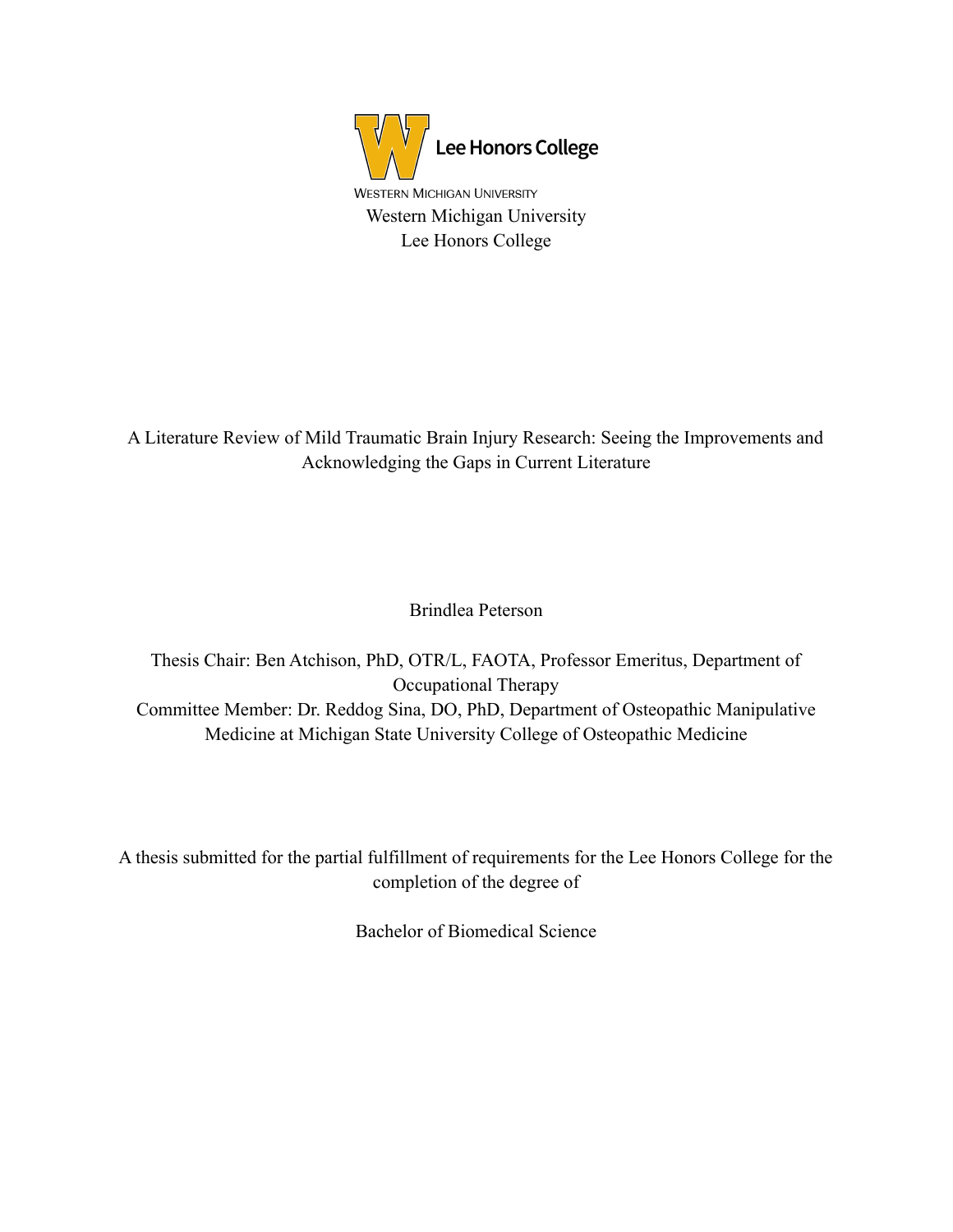WESTERN MICHIGAN UNIVERSITY
Western Michigan University
Lee Honors College

# A Literature Review of Mild Traumatic Brain Injury Research: Seeing the Improvements and Acknowledging the Gaps in Current Literature

Brindlea Peterson

Thesis Chair: Ben Atchison, PhD, OTR/L, FAOTA, Professor Emeritus, Department of Occupational Therapy
Committee Member: Dr. Reddog Sina, DO, PhD, Department of Osteopathic Manipulative Medicine at Michigan State University College of Osteopathic Medicine

A thesis submitted for the partial fulfillment of requirements for the Lee Honors College for the completion of the degree of

Bachelor of Biomedical Science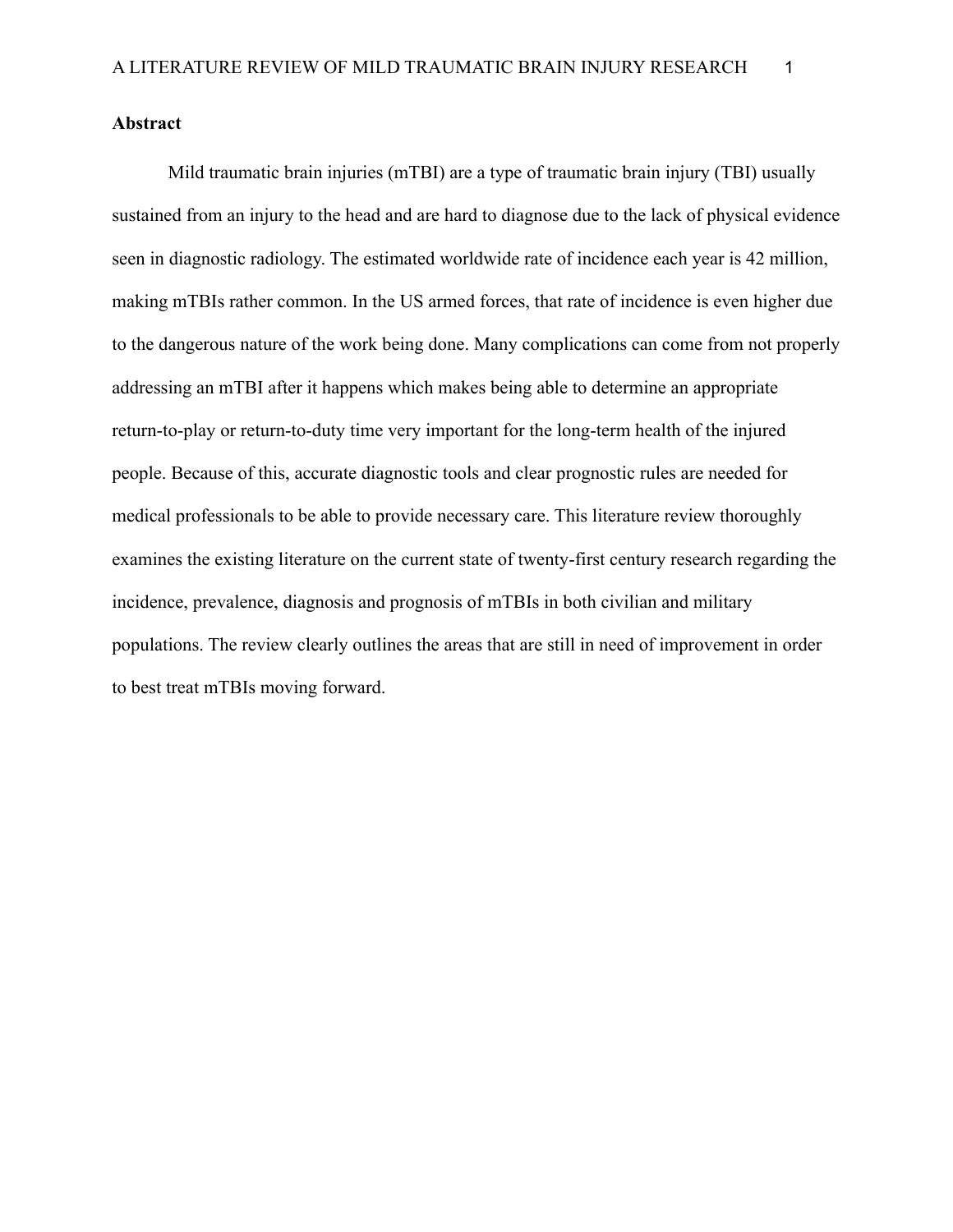## Abstract

Mild traumatic brain injuries (mTBI) are a type of traumatic brain injury (TBI) usually sustained from an injury to the head and are hard to diagnose due to the lack of physical evidence seen in diagnostic radiology. The estimated worldwide rate of incidence each year is 42 million, making mTBIs rather common. In the US armed forces, that rate of incidence is even higher due to the dangerous nature of the work being done. Many complications can come from not properly addressing an mTBI after it happens which makes being able to determine an appropriate return-to-play or return-to-duty time very important for the long-term health of the injured people. Because of this, accurate diagnostic tools and clear prognostic rules are needed for medical professionals to be able to provide necessary care. This literature review thoroughly examines the existing literature on the current state of twenty-first century research regarding the incidence, prevalence, diagnosis and prognosis of mTBIs in both civilian and military populations. The review clearly outlines the areas that are still in need of improvement in order to best treat mTBIs moving forward.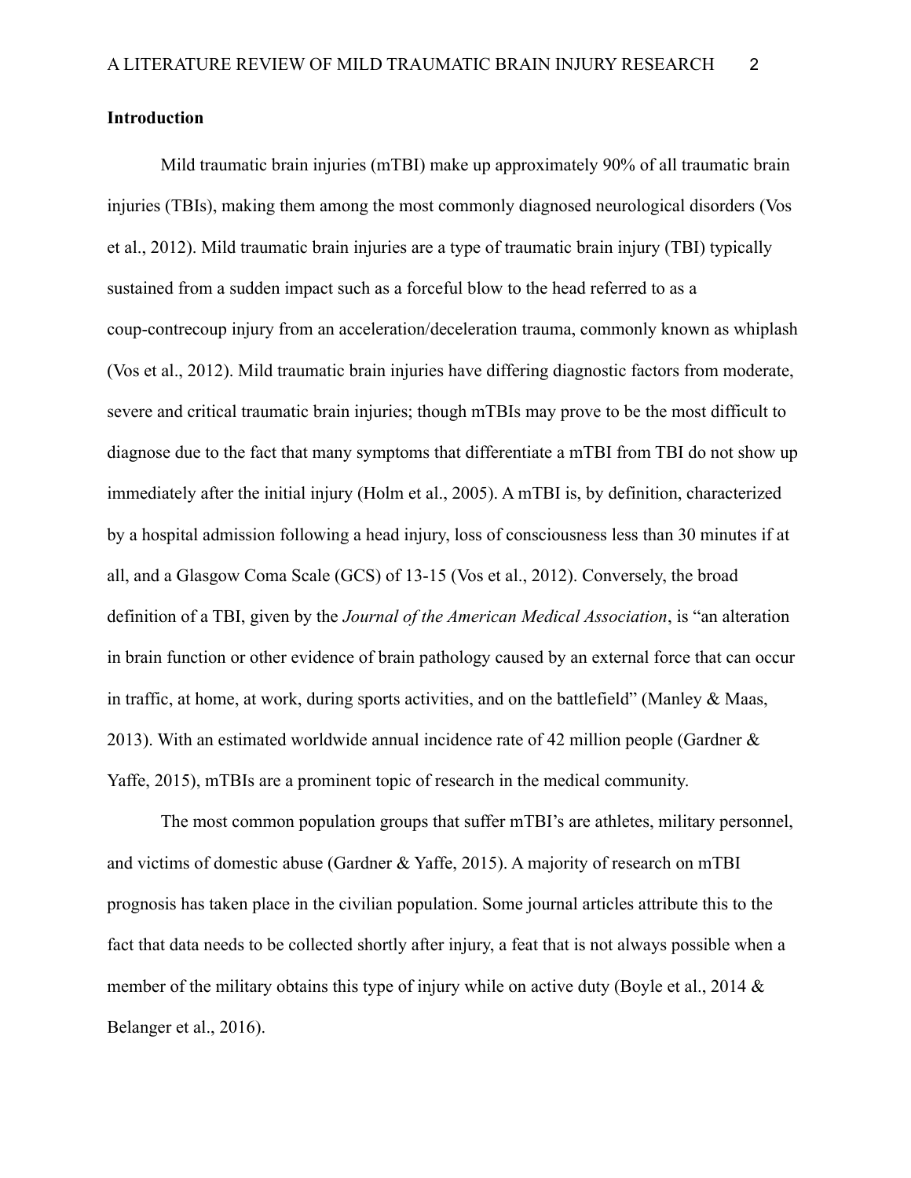## Introduction

Mild traumatic brain injuries (mTBI) make up approximately 90% of all traumatic brain injuries (TBIs), making them among the most commonly diagnosed neurological disorders (Vos et al., 2012). Mild traumatic brain injuries are a type of traumatic brain injury (TBI) typically sustained from a sudden impact such as a forceful blow to the head referred to as a coup-contrecoup injury from an acceleration/deceleration trauma, commonly known as whiplash (Vos et al., 2012). Mild traumatic brain injuries have differing diagnostic factors from moderate, severe and critical traumatic brain injuries; though mTBIs may prove to be the most difficult to diagnose due to the fact that many symptoms that differentiate a mTBI from TBI do not show up immediately after the initial injury (Holm et al., 2005). A mTBI is, by definition, characterized by a hospital admission following a head injury, loss of consciousness less than 30 minutes if at all, and a Glasgow Coma Scale (GCS) of 13-15 (Vos et al., 2012). Conversely, the broad definition of a TBI, given by the *Journal of the American Medical Association*, is "an alteration in brain function or other evidence of brain pathology caused by an external force that can occur in traffic, at home, at work, during sports activities, and on the battlefield" (Manley & Maas, 2013). With an estimated worldwide annual incidence rate of 42 million people (Gardner & Yaffe, 2015), mTBIs are a prominent topic of research in the medical community.

The most common population groups that suffer mTBI's are athletes, military personnel, and victims of domestic abuse (Gardner & Yaffe, 2015). A majority of research on mTBI prognosis has taken place in the civilian population. Some journal articles attribute this to the fact that data needs to be collected shortly after injury, a feat that is not always possible when a member of the military obtains this type of injury while on active duty (Boyle et al., 2014 & Belanger et al., 2016).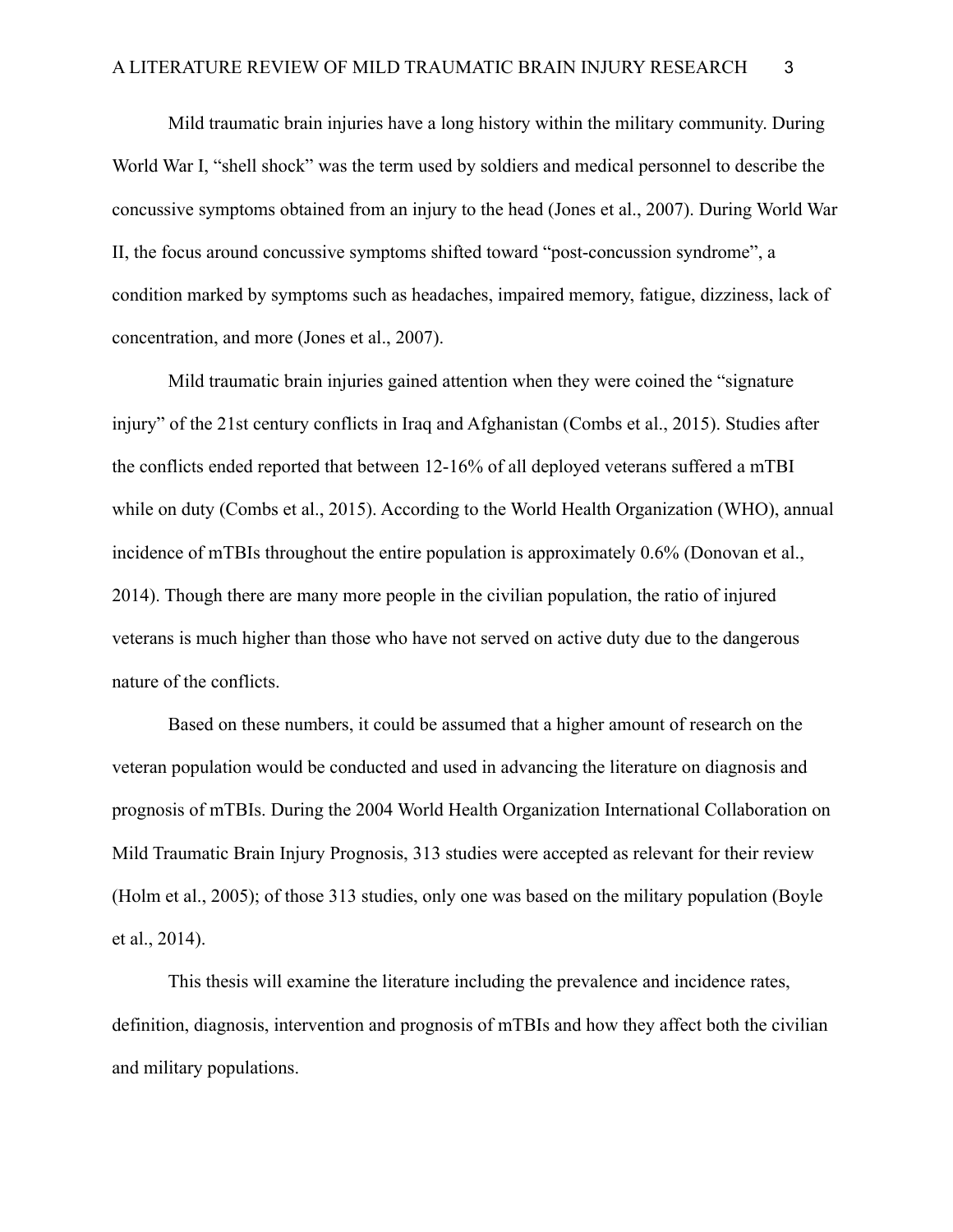Mild traumatic brain injuries have a long history within the military community. During World War I, “shell shock” was the term used by soldiers and medical personnel to describe the concussive symptoms obtained from an injury to the head (Jones et al., 2007). During World War II, the focus around concussive symptoms shifted toward “post-concussion syndrome”, a condition marked by symptoms such as headaches, impaired memory, fatigue, dizziness, lack of concentration, and more (Jones et al., 2007).

Mild traumatic brain injuries gained attention when they were coined the “signature injury” of the 21st century conflicts in Iraq and Afghanistan (Combs et al., 2015). Studies after the conflicts ended reported that between 12-16% of all deployed veterans suffered a mTBI while on duty (Combs et al., 2015). According to the World Health Organization (WHO), annual incidence of mTBIs throughout the entire population is approximately 0.6% (Donovan et al., 2014). Though there are many more people in the civilian population, the ratio of injured veterans is much higher than those who have not served on active duty due to the dangerous nature of the conflicts.

Based on these numbers, it could be assumed that a higher amount of research on the veteran population would be conducted and used in advancing the literature on diagnosis and prognosis of mTBIs. During the 2004 World Health Organization International Collaboration on Mild Traumatic Brain Injury Prognosis, 313 studies were accepted as relevant for their review (Holm et al., 2005); of those 313 studies, only one was based on the military population (Boyle et al., 2014).

This thesis will examine the literature including the prevalence and incidence rates, definition, diagnosis, intervention and prognosis of mTBIs and how they affect both the civilian and military populations.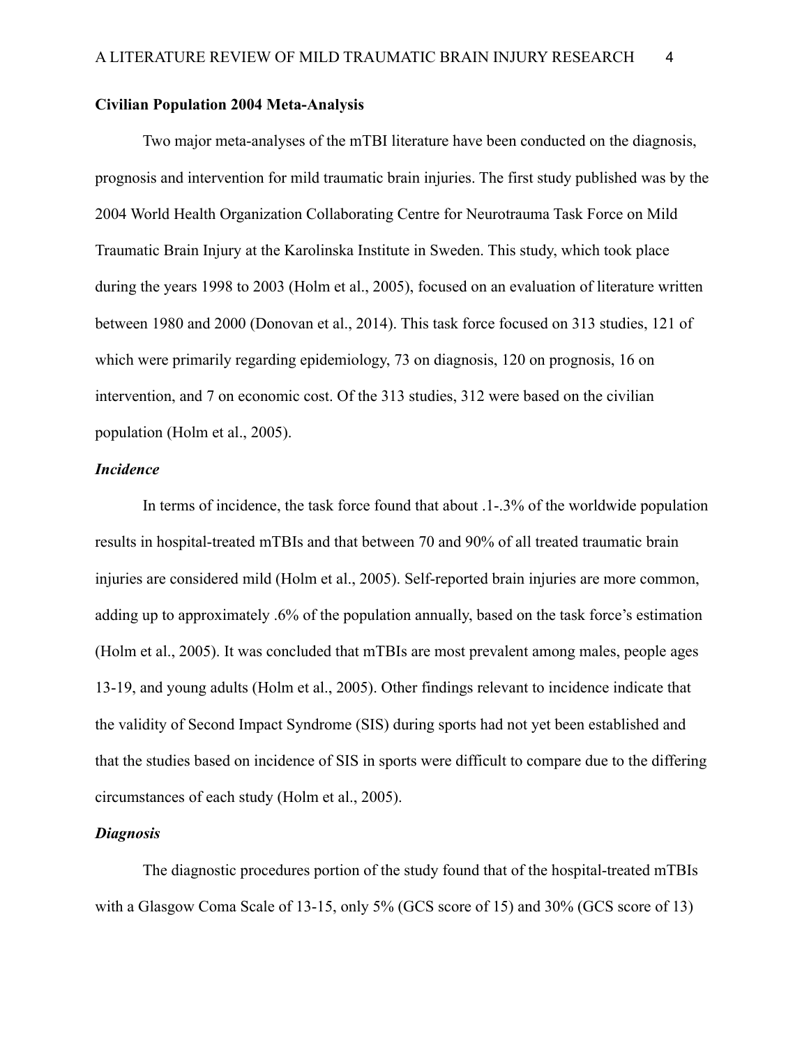## Civilian Population 2004 Meta-Analysis

Two major meta-analyses of the mTBI literature have been conducted on the diagnosis, prognosis and intervention for mild traumatic brain injuries. The first study published was by the 2004 World Health Organization Collaborating Centre for Neurotrauma Task Force on Mild Traumatic Brain Injury at the Karolinska Institute in Sweden. This study, which took place during the years 1998 to 2003 (Holm et al., 2005), focused on an evaluation of literature written between 1980 and 2000 (Donovan et al., 2014). This task force focused on 313 studies, 121 of which were primarily regarding epidemiology, 73 on diagnosis, 120 on prognosis, 16 on intervention, and 7 on economic cost. Of the 313 studies, 312 were based on the civilian population (Holm et al., 2005).

### *Incidence*

In terms of incidence, the task force found that about .1-.3% of the worldwide population results in hospital-treated mTBIs and that between 70 and 90% of all treated traumatic brain injuries are considered mild (Holm et al., 2005). Self-reported brain injuries are more common, adding up to approximately .6% of the population annually, based on the task force's estimation (Holm et al., 2005). It was concluded that mTBIs are most prevalent among males, people ages 13-19, and young adults (Holm et al., 2005). Other findings relevant to incidence indicate that the validity of Second Impact Syndrome (SIS) during sports had not yet been established and that the studies based on incidence of SIS in sports were difficult to compare due to the differing circumstances of each study (Holm et al., 2005).

### *Diagnosis*

The diagnostic procedures portion of the study found that of the hospital-treated mTBIs with a Glasgow Coma Scale of 13-15, only 5% (GCS score of 15) and 30% (GCS score of 13)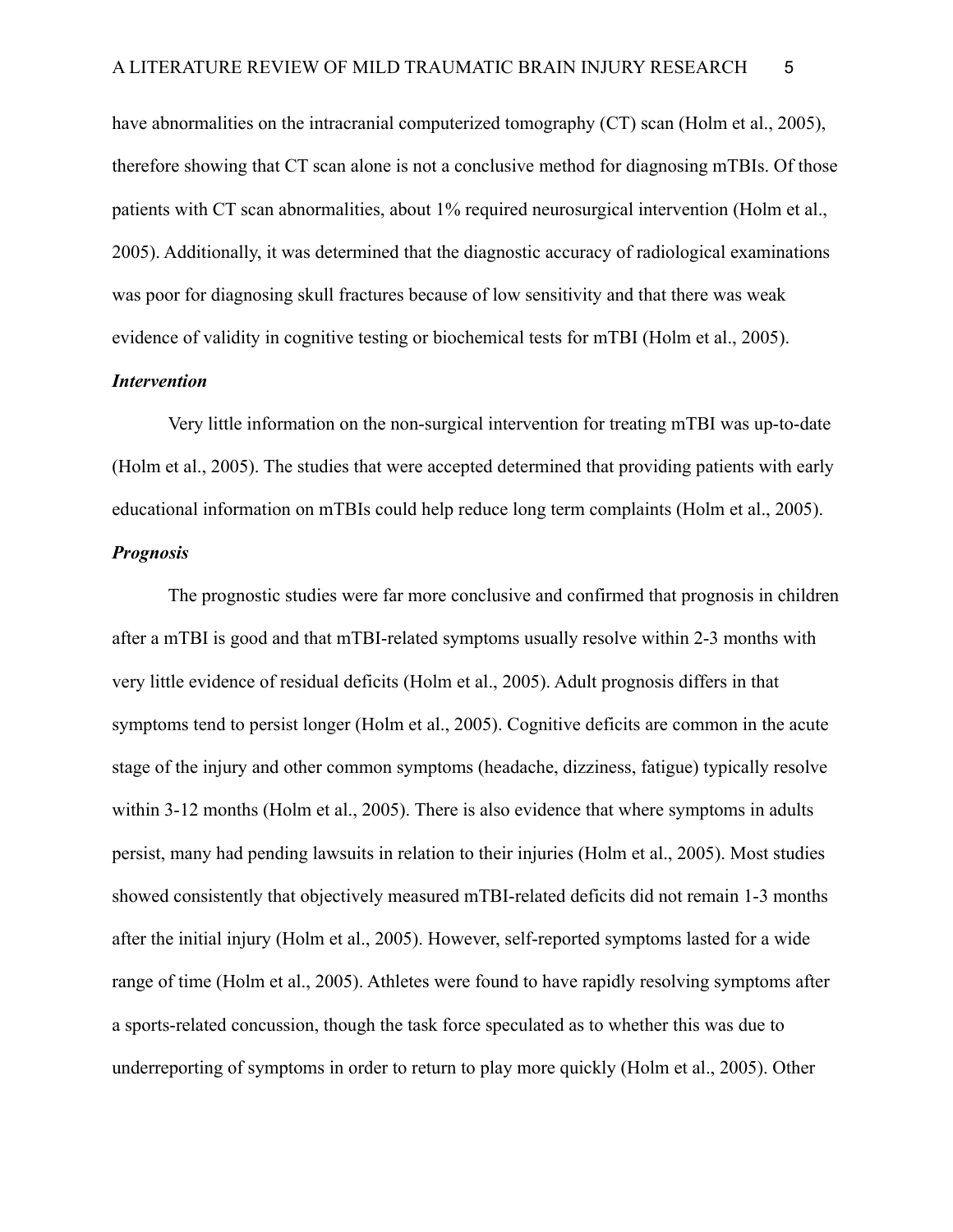have abnormalities on the intracranial computerized tomography (CT) scan (Holm et al., 2005), therefore showing that CT scan alone is not a conclusive method for diagnosing mTBIs. Of those patients with CT scan abnormalities, about 1% required neurosurgical intervention (Holm et al., 2005). Additionally, it was determined that the diagnostic accuracy of radiological examinations was poor for diagnosing skull fractures because of low sensitivity and that there was weak evidence of validity in cognitive testing or biochemical tests for mTBI (Holm et al., 2005).

### *Intervention*

Very little information on the non-surgical intervention for treating mTBI was up-to-date (Holm et al., 2005). The studies that were accepted determined that providing patients with early educational information on mTBIs could help reduce long term complaints (Holm et al., 2005).

### *Prognosis*

The prognostic studies were far more conclusive and confirmed that prognosis in children after a mTBI is good and that mTBI-related symptoms usually resolve within 2-3 months with very little evidence of residual deficits (Holm et al., 2005). Adult prognosis differs in that symptoms tend to persist longer (Holm et al., 2005). Cognitive deficits are common in the acute stage of the injury and other common symptoms (headache, dizziness, fatigue) typically resolve within 3-12 months (Holm et al., 2005). There is also evidence that where symptoms in adults persist, many had pending lawsuits in relation to their injuries (Holm et al., 2005). Most studies showed consistently that objectively measured mTBI-related deficits did not remain 1-3 months after the initial injury (Holm et al., 2005). However, self-reported symptoms lasted for a wide range of time (Holm et al., 2005). Athletes were found to have rapidly resolving symptoms after a sports-related concussion, though the task force speculated as to whether this was due to underreporting of symptoms in order to return to play more quickly (Holm et al., 2005). Other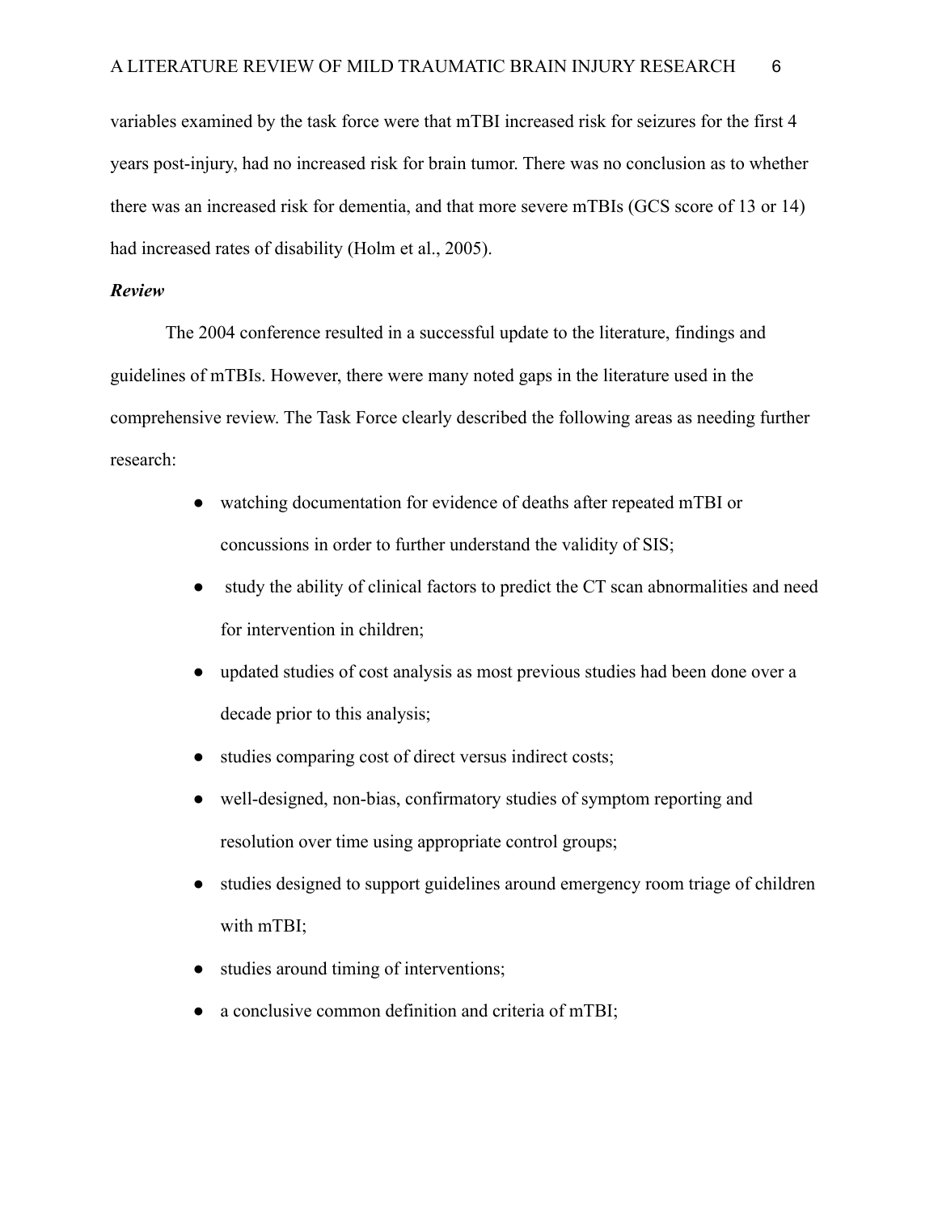variables examined by the task force were that mTBI increased risk for seizures for the first 4 years post-injury, had no increased risk for brain tumor. There was no conclusion as to whether there was an increased risk for dementia, and that more severe mTBIs (GCS score of 13 or 14) had increased rates of disability (Holm et al., 2005).

***Review***

The 2004 conference resulted in a successful update to the literature, findings and guidelines of mTBIs. However, there were many noted gaps in the literature used in the comprehensive review. The Task Force clearly described the following areas as needing further research:

- watching documentation for evidence of deaths after repeated mTBI or concussions in order to further understand the validity of SIS;
- study the ability of clinical factors to predict the CT scan abnormalities and need for intervention in children;
- updated studies of cost analysis as most previous studies had been done over a decade prior to this analysis;
- studies comparing cost of direct versus indirect costs;
- well-designed, non-bias, confirmatory studies of symptom reporting and resolution over time using appropriate control groups;
- studies designed to support guidelines around emergency room triage of children with mTBI;
- studies around timing of interventions;
- a conclusive common definition and criteria of mTBI;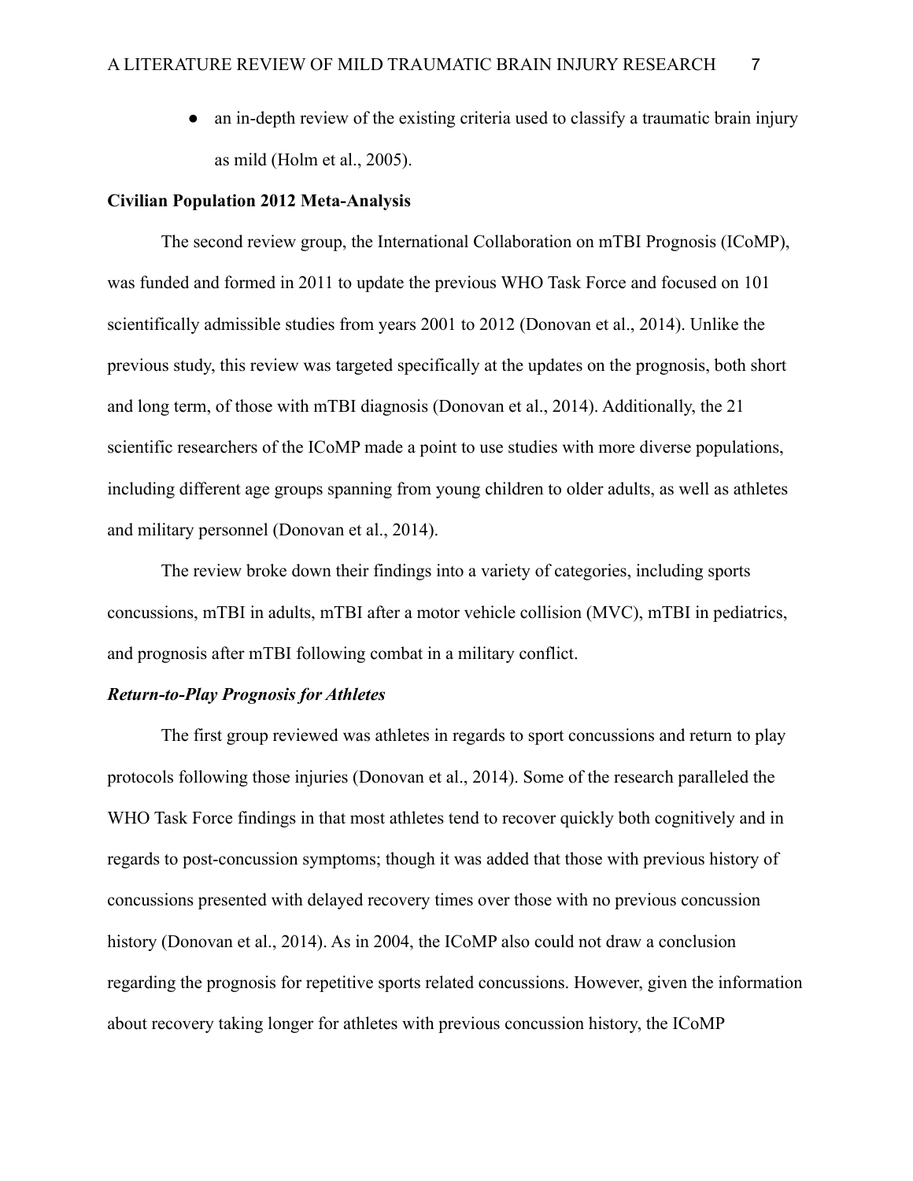- an in-depth review of the existing criteria used to classify a traumatic brain injury as mild (Holm et al., 2005).

**Civilian Population 2012 Meta-Analysis**

The second review group, the International Collaboration on mTBI Prognosis (ICoMP), was funded and formed in 2011 to update the previous WHO Task Force and focused on 101 scientifically admissible studies from years 2001 to 2012 (Donovan et al., 2014). Unlike the previous study, this review was targeted specifically at the updates on the prognosis, both short and long term, of those with mTBI diagnosis (Donovan et al., 2014). Additionally, the 21 scientific researchers of the ICoMP made a point to use studies with more diverse populations, including different age groups spanning from young children to older adults, as well as athletes and military personnel (Donovan et al., 2014).

The review broke down their findings into a variety of categories, including sports concussions, mTBI in adults, mTBI after a motor vehicle collision (MVC), mTBI in pediatrics, and prognosis after mTBI following combat in a military conflict.

***Return-to-Play Prognosis for Athletes***

The first group reviewed was athletes in regards to sport concussions and return to play protocols following those injuries (Donovan et al., 2014). Some of the research paralleled the WHO Task Force findings in that most athletes tend to recover quickly both cognitively and in regards to post-concussion symptoms; though it was added that those with previous history of concussions presented with delayed recovery times over those with no previous concussion history (Donovan et al., 2014). As in 2004, the ICoMP also could not draw a conclusion regarding the prognosis for repetitive sports related concussions. However, given the information about recovery taking longer for athletes with previous concussion history, the ICoMP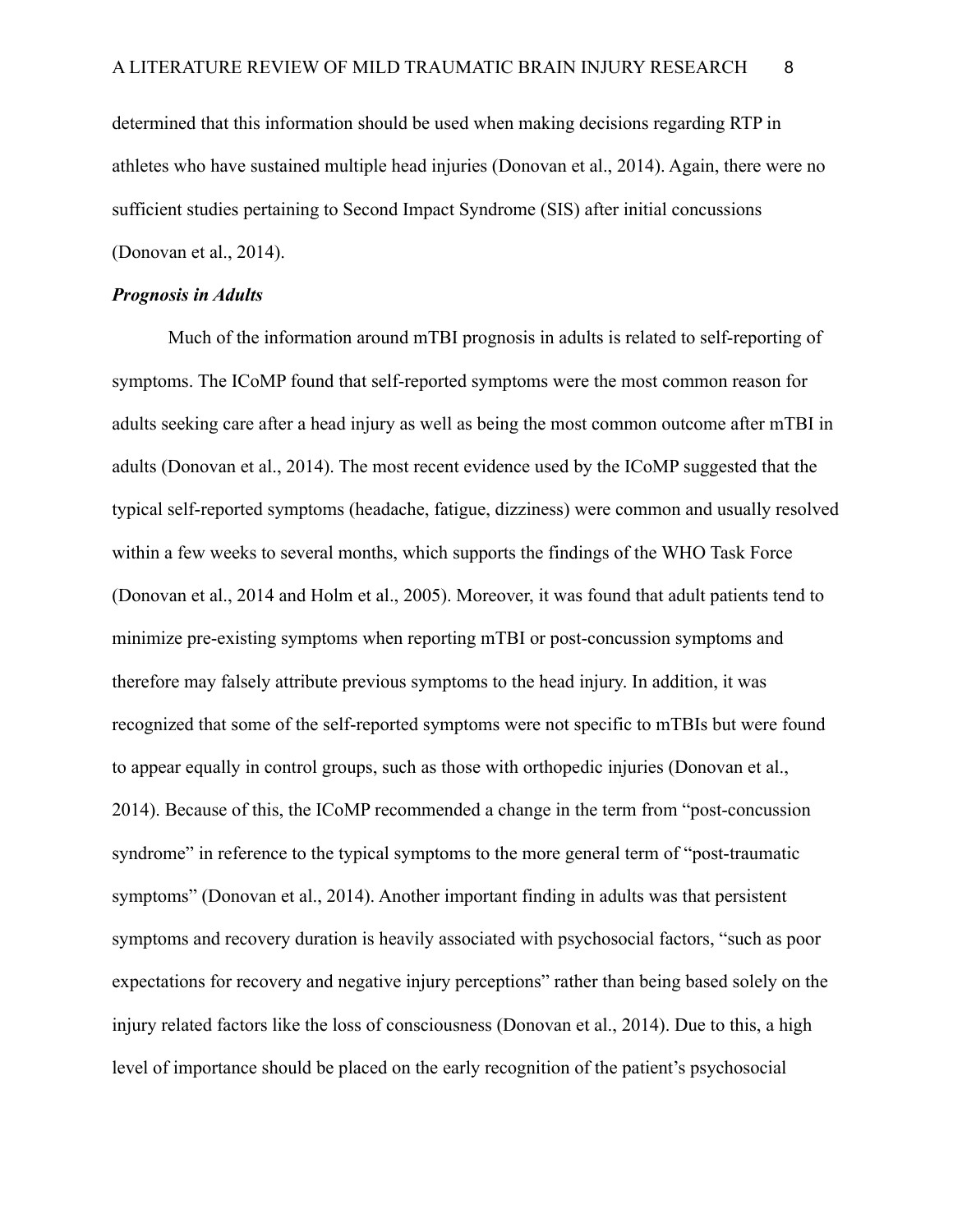determined that this information should be used when making decisions regarding RTP in athletes who have sustained multiple head injuries (Donovan et al., 2014). Again, there were no sufficient studies pertaining to Second Impact Syndrome (SIS) after initial concussions (Donovan et al., 2014).

### ***Prognosis in Adults***

Much of the information around mTBI prognosis in adults is related to self-reporting of symptoms. The ICoMP found that self-reported symptoms were the most common reason for adults seeking care after a head injury as well as being the most common outcome after mTBI in adults (Donovan et al., 2014). The most recent evidence used by the ICoMP suggested that the typical self-reported symptoms (headache, fatigue, dizziness) were common and usually resolved within a few weeks to several months, which supports the findings of the WHO Task Force (Donovan et al., 2014 and Holm et al., 2005). Moreover, it was found that adult patients tend to minimize pre-existing symptoms when reporting mTBI or post-concussion symptoms and therefore may falsely attribute previous symptoms to the head injury. In addition, it was recognized that some of the self-reported symptoms were not specific to mTBIs but were found to appear equally in control groups, such as those with orthopedic injuries (Donovan et al., 2014). Because of this, the ICoMP recommended a change in the term from "post-concussion syndrome" in reference to the typical symptoms to the more general term of "post-traumatic symptoms" (Donovan et al., 2014). Another important finding in adults was that persistent symptoms and recovery duration is heavily associated with psychosocial factors, "such as poor expectations for recovery and negative injury perceptions" rather than being based solely on the injury related factors like the loss of consciousness (Donovan et al., 2014). Due to this, a high level of importance should be placed on the early recognition of the patient's psychosocial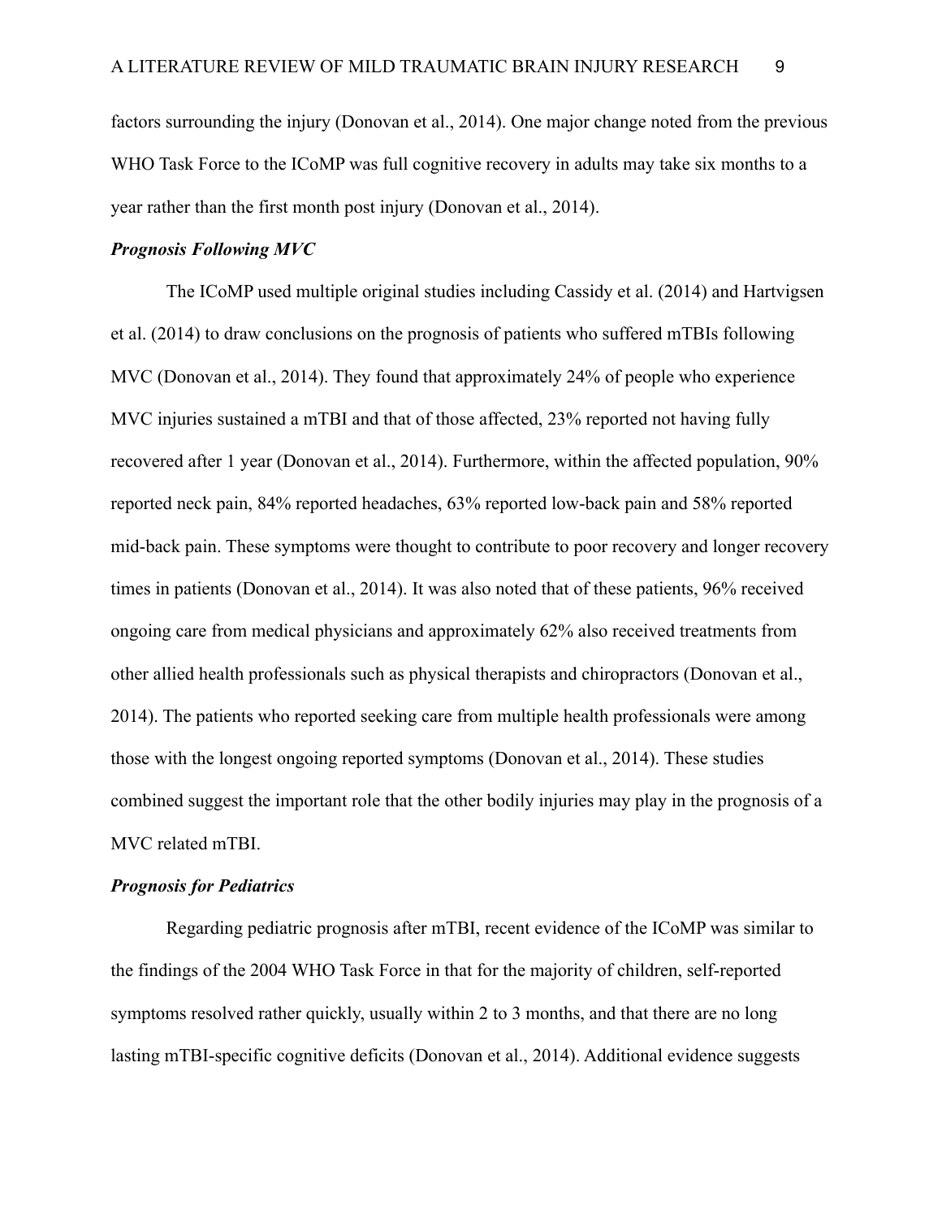factors surrounding the injury (Donovan et al., 2014). One major change noted from the previous WHO Task Force to the ICoMP was full cognitive recovery in adults may take six months to a year rather than the first month post injury (Donovan et al., 2014).

### *Prognosis Following MVC*

The ICoMP used multiple original studies including Cassidy et al. (2014) and Hartvigsen et al. (2014) to draw conclusions on the prognosis of patients who suffered mTBIs following MVC (Donovan et al., 2014). They found that approximately 24% of people who experience MVC injuries sustained a mTBI and that of those affected, 23% reported not having fully recovered after 1 year (Donovan et al., 2014). Furthermore, within the affected population, 90% reported neck pain, 84% reported headaches, 63% reported low-back pain and 58% reported mid-back pain. These symptoms were thought to contribute to poor recovery and longer recovery times in patients (Donovan et al., 2014). It was also noted that of these patients, 96% received ongoing care from medical physicians and approximately 62% also received treatments from other allied health professionals such as physical therapists and chiropractors (Donovan et al., 2014). The patients who reported seeking care from multiple health professionals were among those with the longest ongoing reported symptoms (Donovan et al., 2014). These studies combined suggest the important role that the other bodily injuries may play in the prognosis of a MVC related mTBI.

### *Prognosis for Pediatrics*

Regarding pediatric prognosis after mTBI, recent evidence of the ICoMP was similar to the findings of the 2004 WHO Task Force in that for the majority of children, self-reported symptoms resolved rather quickly, usually within 2 to 3 months, and that there are no long lasting mTBI-specific cognitive deficits (Donovan et al., 2014). Additional evidence suggests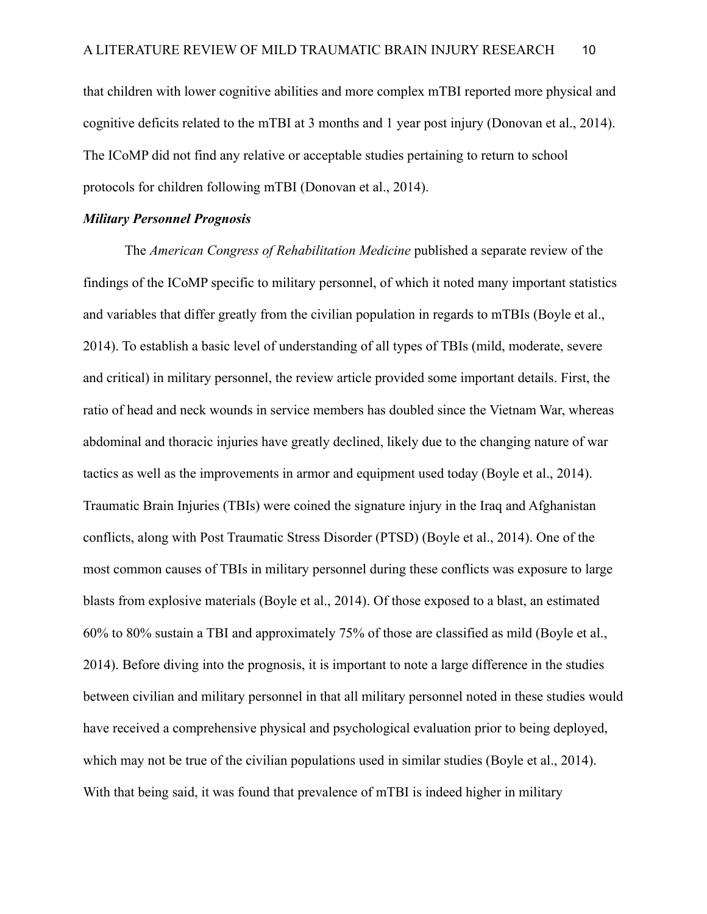that children with lower cognitive abilities and more complex mTBI reported more physical and cognitive deficits related to the mTBI at 3 months and 1 year post injury (Donovan et al., 2014). The ICoMP did not find any relative or acceptable studies pertaining to return to school protocols for children following mTBI (Donovan et al., 2014).

### *Military Personnel Prognosis*

The *American Congress of Rehabilitation Medicine* published a separate review of the findings of the ICoMP specific to military personnel, of which it noted many important statistics and variables that differ greatly from the civilian population in regards to mTBIs (Boyle et al., 2014). To establish a basic level of understanding of all types of TBIs (mild, moderate, severe and critical) in military personnel, the review article provided some important details. First, the ratio of head and neck wounds in service members has doubled since the Vietnam War, whereas abdominal and thoracic injuries have greatly declined, likely due to the changing nature of war tactics as well as the improvements in armor and equipment used today (Boyle et al., 2014). Traumatic Brain Injuries (TBIs) were coined the signature injury in the Iraq and Afghanistan conflicts, along with Post Traumatic Stress Disorder (PTSD) (Boyle et al., 2014). One of the most common causes of TBIs in military personnel during these conflicts was exposure to large blasts from explosive materials (Boyle et al., 2014). Of those exposed to a blast, an estimated 60% to 80% sustain a TBI and approximately 75% of those are classified as mild (Boyle et al., 2014). Before diving into the prognosis, it is important to note a large difference in the studies between civilian and military personnel in that all military personnel noted in these studies would have received a comprehensive physical and psychological evaluation prior to being deployed, which may not be true of the civilian populations used in similar studies (Boyle et al., 2014). With that being said, it was found that prevalence of mTBI is indeed higher in military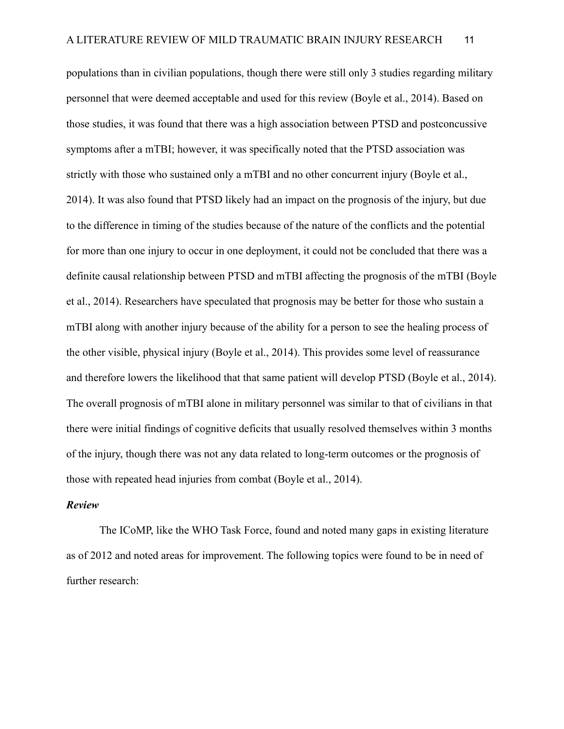populations than in civilian populations, though there were still only 3 studies regarding military personnel that were deemed acceptable and used for this review (Boyle et al., 2014). Based on those studies, it was found that there was a high association between PTSD and postconcussive symptoms after a mTBI; however, it was specifically noted that the PTSD association was strictly with those who sustained only a mTBI and no other concurrent injury (Boyle et al., 2014). It was also found that PTSD likely had an impact on the prognosis of the injury, but due to the difference in timing of the studies because of the nature of the conflicts and the potential for more than one injury to occur in one deployment, it could not be concluded that there was a definite causal relationship between PTSD and mTBI affecting the prognosis of the mTBI (Boyle et al., 2014). Researchers have speculated that prognosis may be better for those who sustain a mTBI along with another injury because of the ability for a person to see the healing process of the other visible, physical injury (Boyle et al., 2014). This provides some level of reassurance and therefore lowers the likelihood that that same patient will develop PTSD (Boyle et al., 2014). The overall prognosis of mTBI alone in military personnel was similar to that of civilians in that there were initial findings of cognitive deficits that usually resolved themselves within 3 months of the injury, though there was not any data related to long-term outcomes or the prognosis of those with repeated head injuries from combat (Boyle et al., 2014).

### *Review*

The ICoMP, like the WHO Task Force, found and noted many gaps in existing literature as of 2012 and noted areas for improvement. The following topics were found to be in need of further research: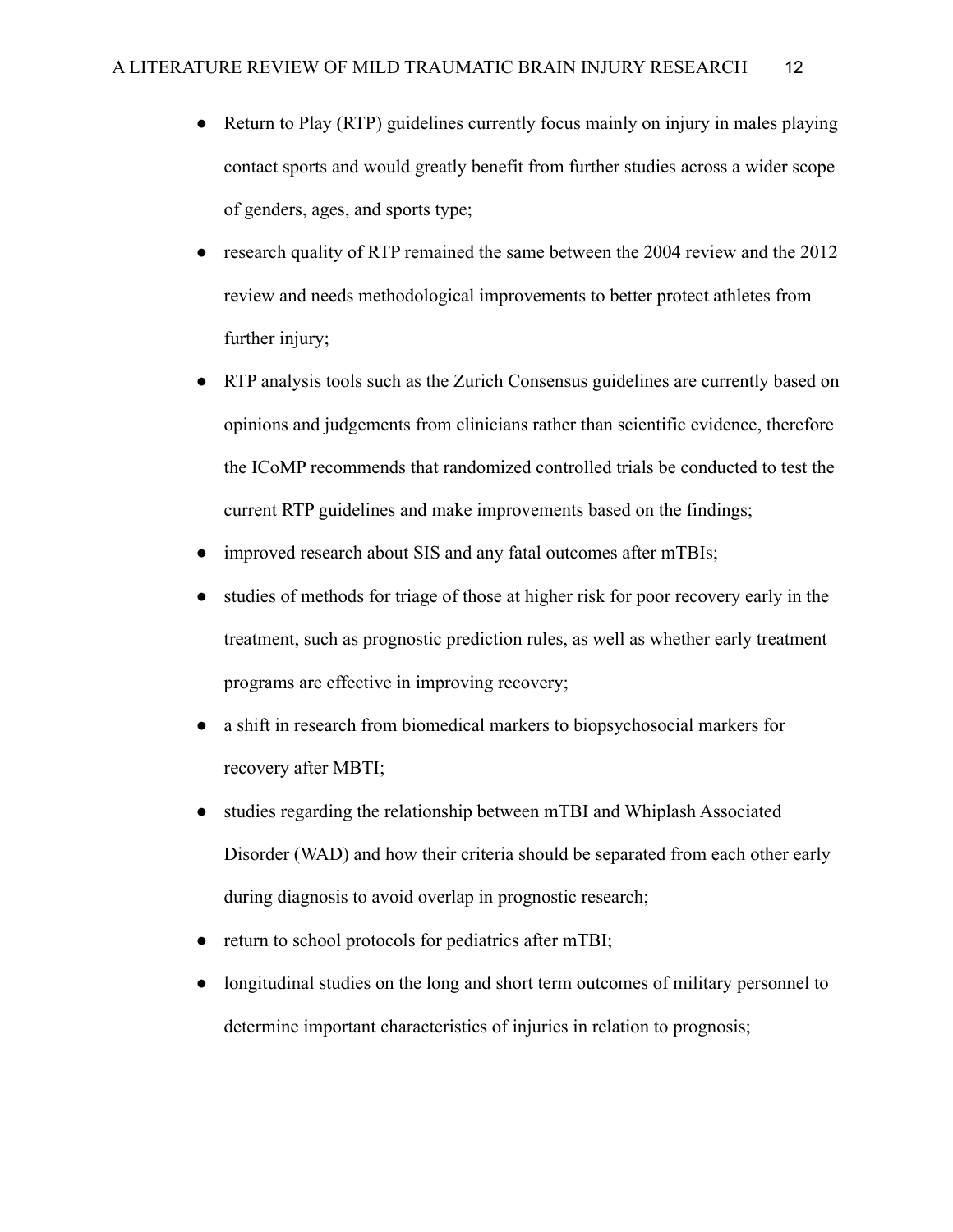- Return to Play (RTP) guidelines currently focus mainly on injury in males playing contact sports and would greatly benefit from further studies across a wider scope of genders, ages, and sports type;
- research quality of RTP remained the same between the 2004 review and the 2012 review and needs methodological improvements to better protect athletes from further injury;
- RTP analysis tools such as the Zurich Consensus guidelines are currently based on opinions and judgements from clinicians rather than scientific evidence, therefore the ICoMP recommends that randomized controlled trials be conducted to test the current RTP guidelines and make improvements based on the findings;
- improved research about SIS and any fatal outcomes after mTBIs;
- studies of methods for triage of those at higher risk for poor recovery early in the treatment, such as prognostic prediction rules, as well as whether early treatment programs are effective in improving recovery;
- a shift in research from biomedical markers to biopsychosocial markers for recovery after MBTI;
- studies regarding the relationship between mTBI and Whiplash Associated Disorder (WAD) and how their criteria should be separated from each other early during diagnosis to avoid overlap in prognostic research;
- return to school protocols for pediatrics after mTBI;
- longitudinal studies on the long and short term outcomes of military personnel to determine important characteristics of injuries in relation to prognosis;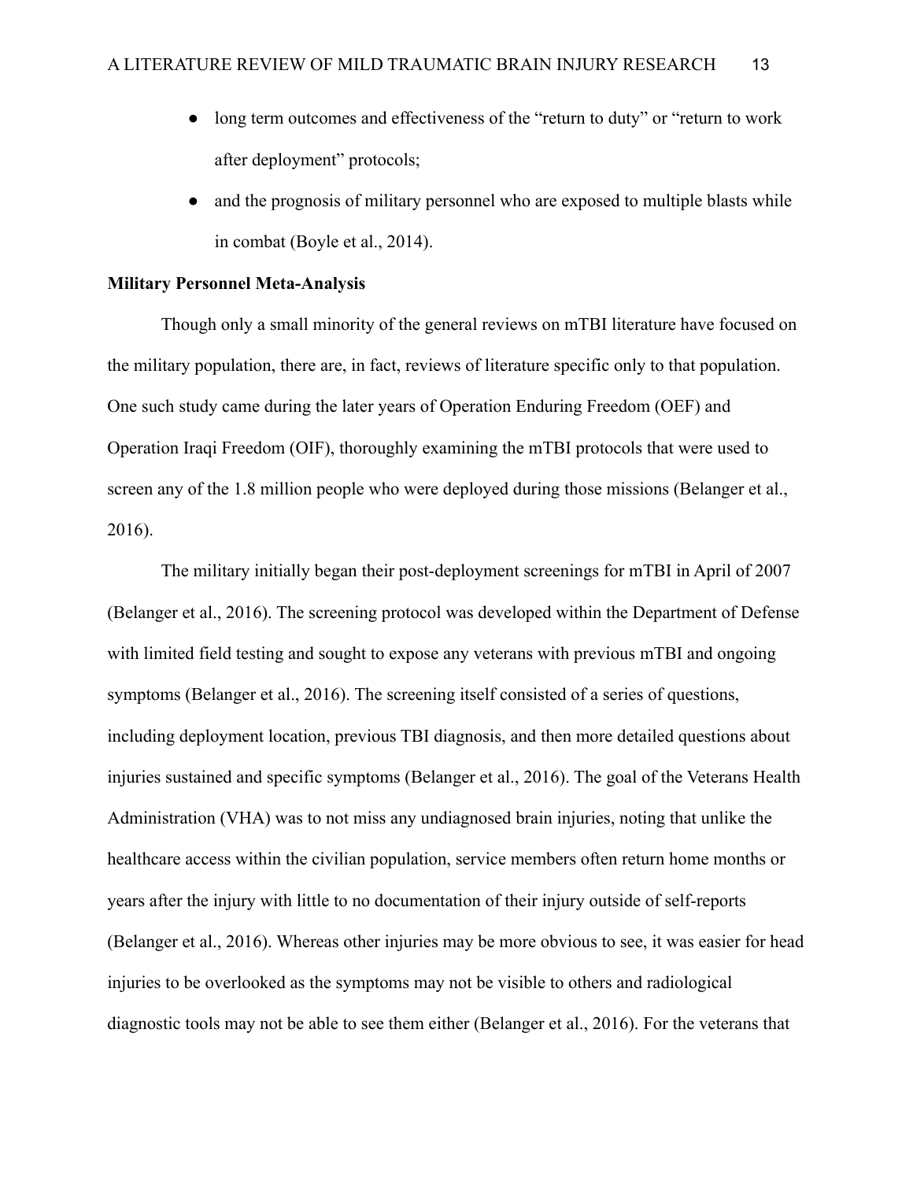- long term outcomes and effectiveness of the "return to duty" or "return to work after deployment" protocols;
- and the prognosis of military personnel who are exposed to multiple blasts while in combat (Boyle et al., 2014).

**Military Personnel Meta-Analysis**

Though only a small minority of the general reviews on mTBI literature have focused on the military population, there are, in fact, reviews of literature specific only to that population. One such study came during the later years of Operation Enduring Freedom (OEF) and Operation Iraqi Freedom (OIF), thoroughly examining the mTBI protocols that were used to screen any of the 1.8 million people who were deployed during those missions (Belanger et al., 2016).

The military initially began their post-deployment screenings for mTBI in April of 2007 (Belanger et al., 2016). The screening protocol was developed within the Department of Defense with limited field testing and sought to expose any veterans with previous mTBI and ongoing symptoms (Belanger et al., 2016). The screening itself consisted of a series of questions, including deployment location, previous TBI diagnosis, and then more detailed questions about injuries sustained and specific symptoms (Belanger et al., 2016). The goal of the Veterans Health Administration (VHA) was to not miss any undiagnosed brain injuries, noting that unlike the healthcare access within the civilian population, service members often return home months or years after the injury with little to no documentation of their injury outside of self-reports (Belanger et al., 2016). Whereas other injuries may be more obvious to see, it was easier for head injuries to be overlooked as the symptoms may not be visible to others and radiological diagnostic tools may not be able to see them either (Belanger et al., 2016). For the veterans that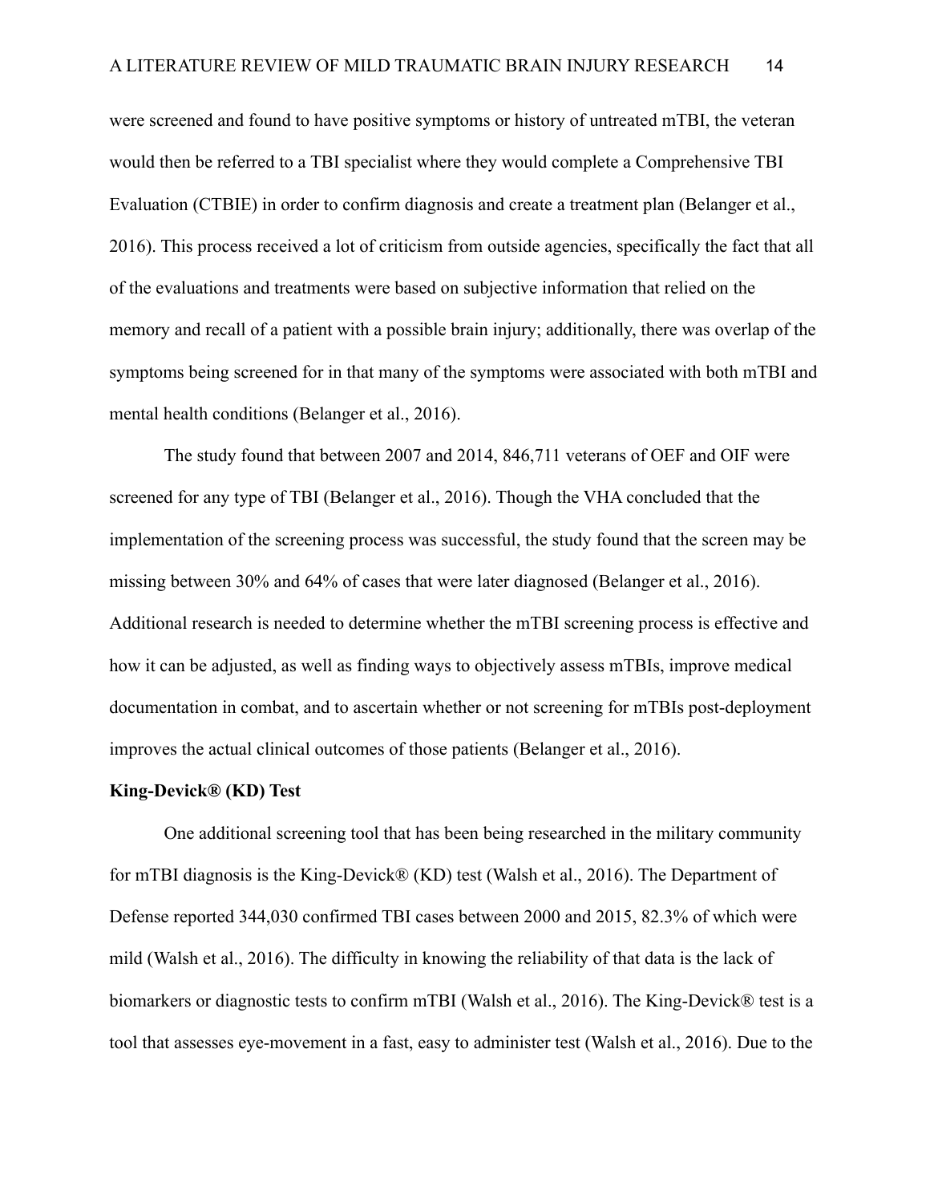were screened and found to have positive symptoms or history of untreated mTBI, the veteran would then be referred to a TBI specialist where they would complete a Comprehensive TBI Evaluation (CTBIE) in order to confirm diagnosis and create a treatment plan (Belanger et al., 2016). This process received a lot of criticism from outside agencies, specifically the fact that all of the evaluations and treatments were based on subjective information that relied on the memory and recall of a patient with a possible brain injury; additionally, there was overlap of the symptoms being screened for in that many of the symptoms were associated with both mTBI and mental health conditions (Belanger et al., 2016).

The study found that between 2007 and 2014, 846,711 veterans of OEF and OIF were screened for any type of TBI (Belanger et al., 2016). Though the VHA concluded that the implementation of the screening process was successful, the study found that the screen may be missing between 30% and 64% of cases that were later diagnosed (Belanger et al., 2016). Additional research is needed to determine whether the mTBI screening process is effective and how it can be adjusted, as well as finding ways to objectively assess mTBIs, improve medical documentation in combat, and to ascertain whether or not screening for mTBIs post-deployment improves the actual clinical outcomes of those patients (Belanger et al., 2016).

**King-Devick® (KD) Test**

One additional screening tool that has been being researched in the military community for mTBI diagnosis is the King-Devick® (KD) test (Walsh et al., 2016). The Department of Defense reported 344,030 confirmed TBI cases between 2000 and 2015, 82.3% of which were mild (Walsh et al., 2016). The difficulty in knowing the reliability of that data is the lack of biomarkers or diagnostic tests to confirm mTBI (Walsh et al., 2016). The King-Devick® test is a tool that assesses eye-movement in a fast, easy to administer test (Walsh et al., 2016). Due to the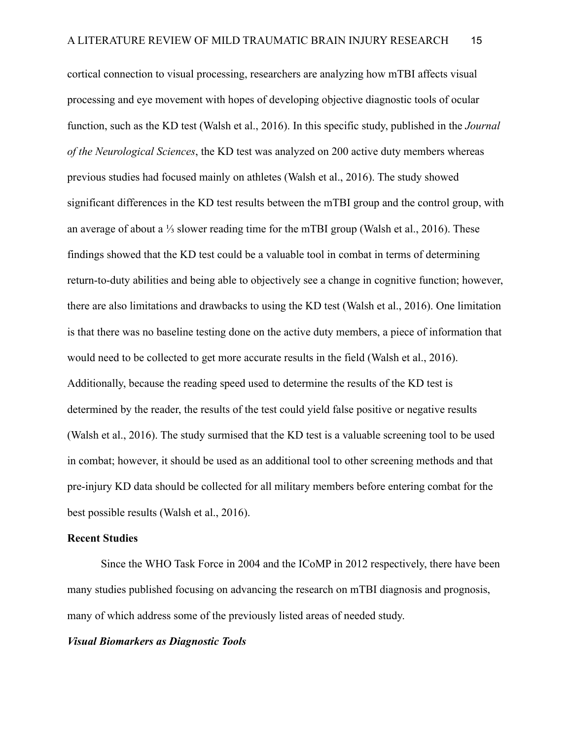cortical connection to visual processing, researchers are analyzing how mTBI affects visual processing and eye movement with hopes of developing objective diagnostic tools of ocular function, such as the KD test (Walsh et al., 2016). In this specific study, published in the *Journal of the Neurological Sciences*, the KD test was analyzed on 200 active duty members whereas previous studies had focused mainly on athletes (Walsh et al., 2016). The study showed significant differences in the KD test results between the mTBI group and the control group, with an average of about a ⅓ slower reading time for the mTBI group (Walsh et al., 2016). These findings showed that the KD test could be a valuable tool in combat in terms of determining return-to-duty abilities and being able to objectively see a change in cognitive function; however, there are also limitations and drawbacks to using the KD test (Walsh et al., 2016). One limitation is that there was no baseline testing done on the active duty members, a piece of information that would need to be collected to get more accurate results in the field (Walsh et al., 2016). Additionally, because the reading speed used to determine the results of the KD test is determined by the reader, the results of the test could yield false positive or negative results (Walsh et al., 2016). The study surmised that the KD test is a valuable screening tool to be used in combat; however, it should be used as an additional tool to other screening methods and that pre-injury KD data should be collected for all military members before entering combat for the best possible results (Walsh et al., 2016).

## Recent Studies

Since the WHO Task Force in 2004 and the ICoMP in 2012 respectively, there have been many studies published focusing on advancing the research on mTBI diagnosis and prognosis, many of which address some of the previously listed areas of needed study.

### *Visual Biomarkers as Diagnostic Tools*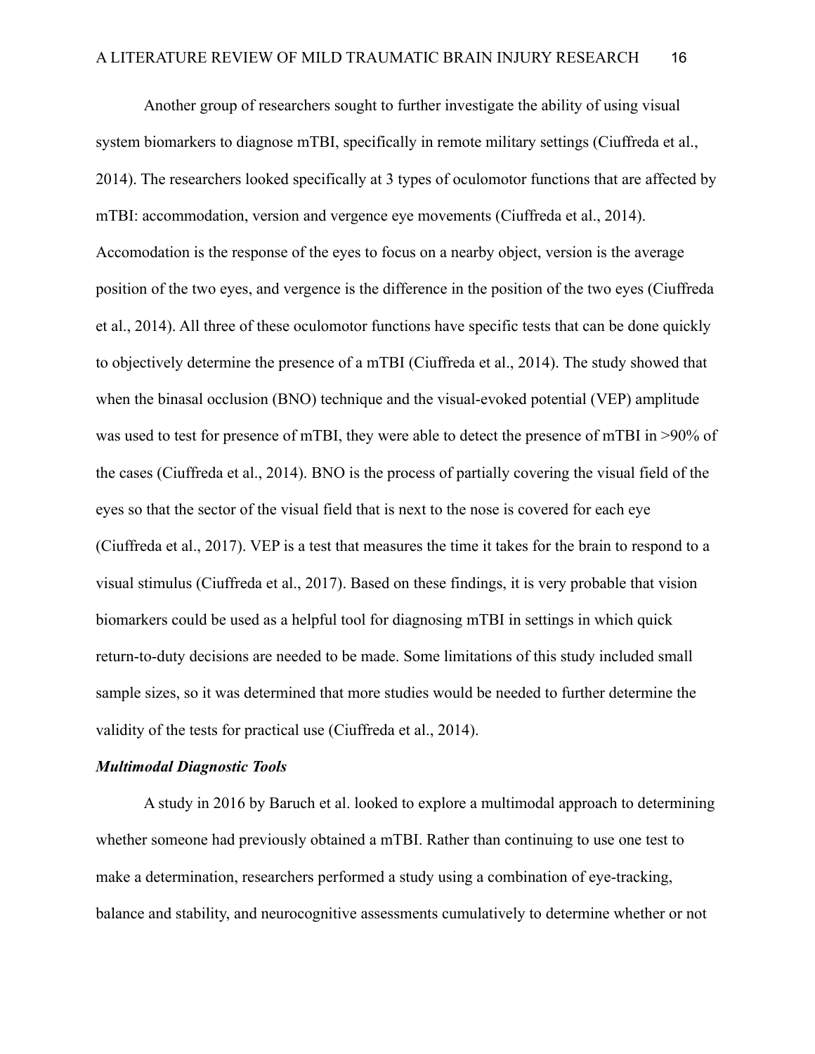Another group of researchers sought to further investigate the ability of using visual system biomarkers to diagnose mTBI, specifically in remote military settings (Ciuffreda et al., 2014). The researchers looked specifically at 3 types of oculomotor functions that are affected by mTBI: accommodation, version and vergence eye movements (Ciuffreda et al., 2014). Accomodation is the response of the eyes to focus on a nearby object, version is the average position of the two eyes, and vergence is the difference in the position of the two eyes (Ciuffreda et al., 2014). All three of these oculomotor functions have specific tests that can be done quickly to objectively determine the presence of a mTBI (Ciuffreda et al., 2014). The study showed that when the binasal occlusion (BNO) technique and the visual-evoked potential (VEP) amplitude was used to test for presence of mTBI, they were able to detect the presence of mTBI in >90% of the cases (Ciuffreda et al., 2014). BNO is the process of partially covering the visual field of the eyes so that the sector of the visual field that is next to the nose is covered for each eye (Ciuffreda et al., 2017). VEP is a test that measures the time it takes for the brain to respond to a visual stimulus (Ciuffreda et al., 2017). Based on these findings, it is very probable that vision biomarkers could be used as a helpful tool for diagnosing mTBI in settings in which quick return-to-duty decisions are needed to be made. Some limitations of this study included small sample sizes, so it was determined that more studies would be needed to further determine the validity of the tests for practical use (Ciuffreda et al., 2014).

### *Multimodal Diagnostic Tools*

A study in 2016 by Baruch et al. looked to explore a multimodal approach to determining whether someone had previously obtained a mTBI. Rather than continuing to use one test to make a determination, researchers performed a study using a combination of eye-tracking, balance and stability, and neurocognitive assessments cumulatively to determine whether or not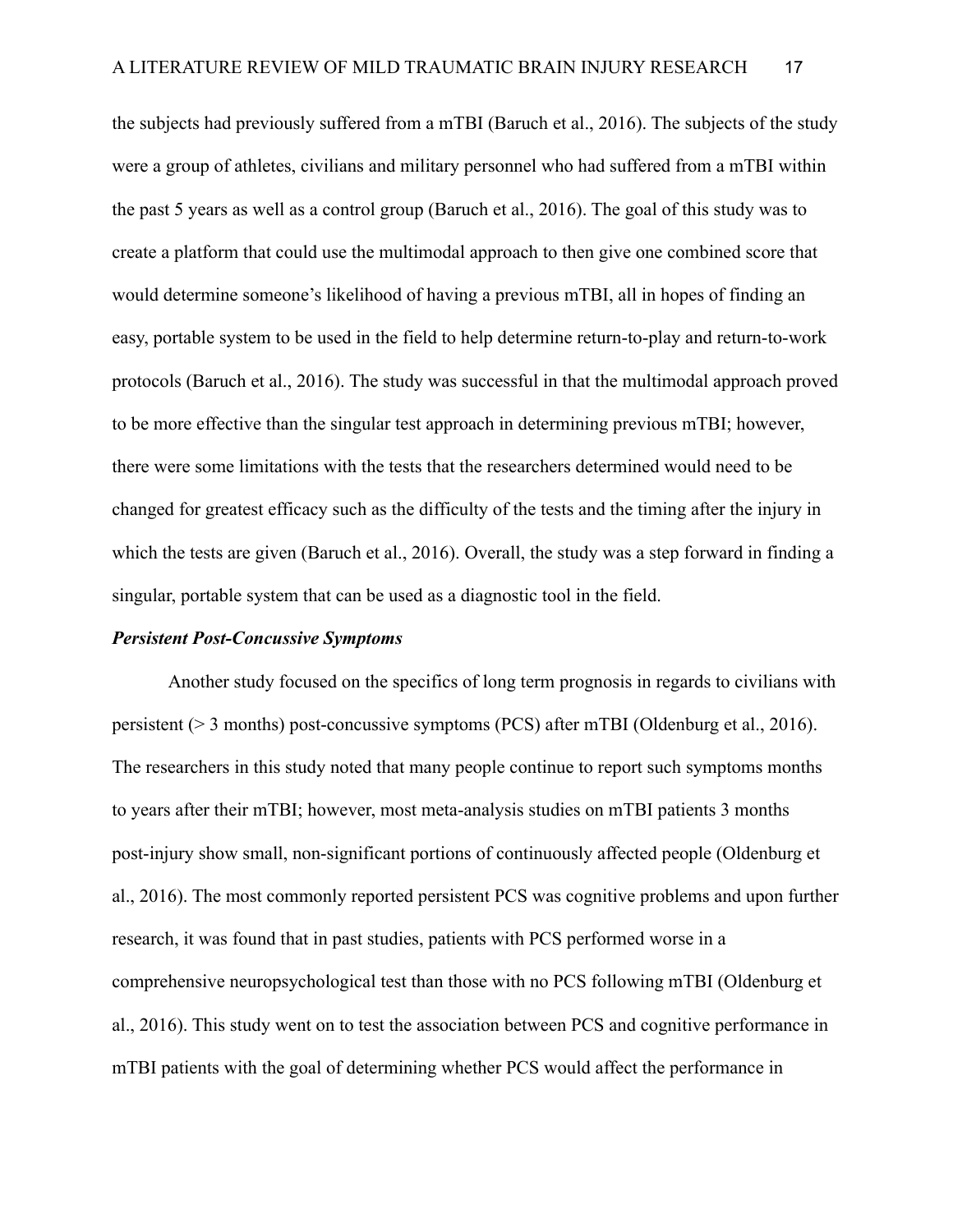the subjects had previously suffered from a mTBI (Baruch et al., 2016). The subjects of the study were a group of athletes, civilians and military personnel who had suffered from a mTBI within the past 5 years as well as a control group (Baruch et al., 2016). The goal of this study was to create a platform that could use the multimodal approach to then give one combined score that would determine someone's likelihood of having a previous mTBI, all in hopes of finding an easy, portable system to be used in the field to help determine return-to-play and return-to-work protocols (Baruch et al., 2016). The study was successful in that the multimodal approach proved to be more effective than the singular test approach in determining previous mTBI; however, there were some limitations with the tests that the researchers determined would need to be changed for greatest efficacy such as the difficulty of the tests and the timing after the injury in which the tests are given (Baruch et al., 2016). Overall, the study was a step forward in finding a singular, portable system that can be used as a diagnostic tool in the field.

### ***Persistent Post-Concussive Symptoms***

Another study focused on the specifics of long term prognosis in regards to civilians with persistent (> 3 months) post-concussive symptoms (PCS) after mTBI (Oldenburg et al., 2016). The researchers in this study noted that many people continue to report such symptoms months to years after their mTBI; however, most meta-analysis studies on mTBI patients 3 months post-injury show small, non-significant portions of continuously affected people (Oldenburg et al., 2016). The most commonly reported persistent PCS was cognitive problems and upon further research, it was found that in past studies, patients with PCS performed worse in a comprehensive neuropsychological test than those with no PCS following mTBI (Oldenburg et al., 2016). This study went on to test the association between PCS and cognitive performance in mTBI patients with the goal of determining whether PCS would affect the performance in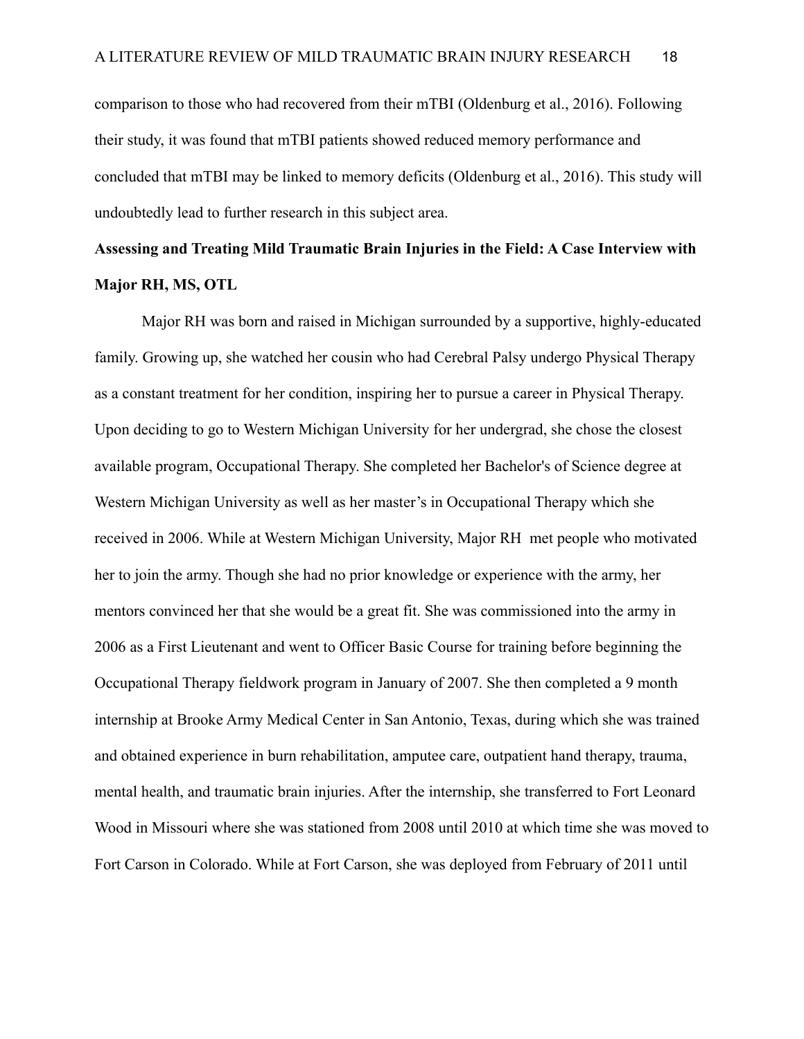comparison to those who had recovered from their mTBI (Oldenburg et al., 2016). Following their study, it was found that mTBI patients showed reduced memory performance and concluded that mTBI may be linked to memory deficits (Oldenburg et al., 2016). This study will undoubtedly lead to further research in this subject area.

**Assessing and Treating Mild Traumatic Brain Injuries in the Field: A Case Interview with Major RH, MS, OTL**

Major RH was born and raised in Michigan surrounded by a supportive, highly-educated family. Growing up, she watched her cousin who had Cerebral Palsy undergo Physical Therapy as a constant treatment for her condition, inspiring her to pursue a career in Physical Therapy. Upon deciding to go to Western Michigan University for her undergrad, she chose the closest available program, Occupational Therapy. She completed her Bachelor's of Science degree at Western Michigan University as well as her master's in Occupational Therapy which she received in 2006. While at Western Michigan University, Major RH met people who motivated her to join the army. Though she had no prior knowledge or experience with the army, her mentors convinced her that she would be a great fit. She was commissioned into the army in 2006 as a First Lieutenant and went to Officer Basic Course for training before beginning the Occupational Therapy fieldwork program in January of 2007. She then completed a 9 month internship at Brooke Army Medical Center in San Antonio, Texas, during which she was trained and obtained experience in burn rehabilitation, amputee care, outpatient hand therapy, trauma, mental health, and traumatic brain injuries. After the internship, she transferred to Fort Leonard Wood in Missouri where she was stationed from 2008 until 2010 at which time she was moved to Fort Carson in Colorado. While at Fort Carson, she was deployed from February of 2011 until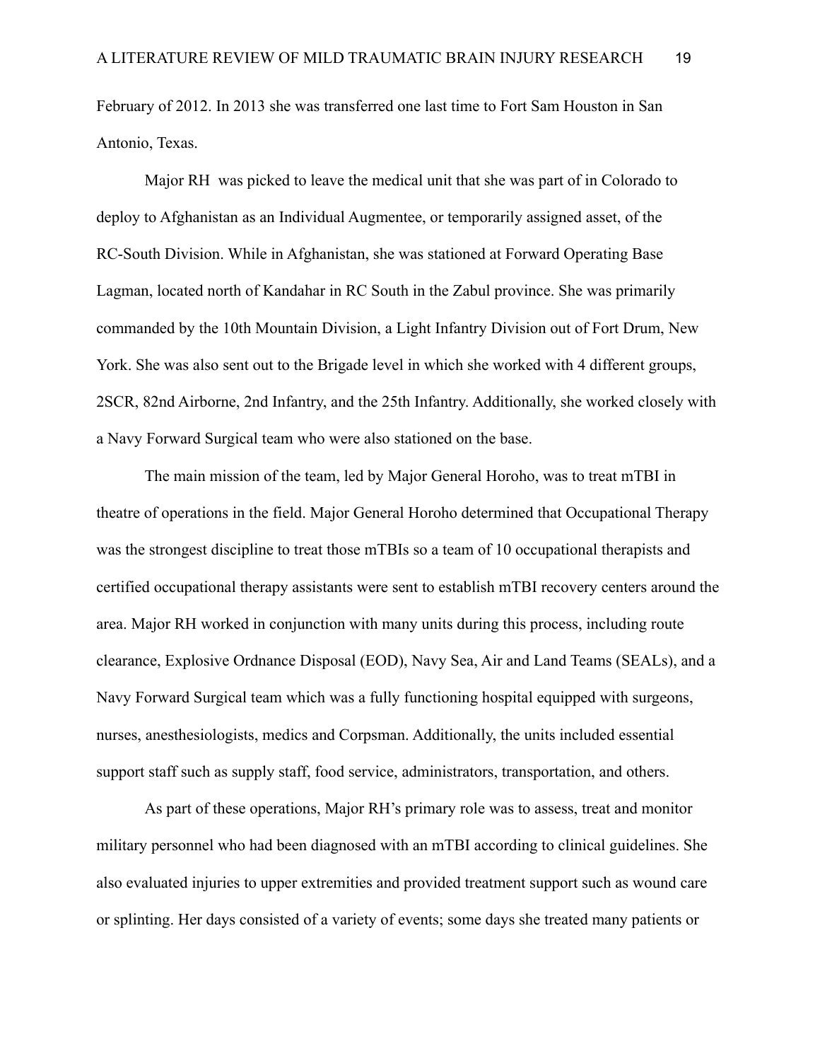February of 2012. In 2013 she was transferred one last time to Fort Sam Houston in San Antonio, Texas.

Major RH was picked to leave the medical unit that she was part of in Colorado to deploy to Afghanistan as an Individual Augmentee, or temporarily assigned asset, of the RC-South Division. While in Afghanistan, she was stationed at Forward Operating Base Lagman, located north of Kandahar in RC South in the Zabul province. She was primarily commanded by the 10th Mountain Division, a Light Infantry Division out of Fort Drum, New York. She was also sent out to the Brigade level in which she worked with 4 different groups, 2SCR, 82nd Airborne, 2nd Infantry, and the 25th Infantry. Additionally, she worked closely with a Navy Forward Surgical team who were also stationed on the base.

The main mission of the team, led by Major General Horoho, was to treat mTBI in theatre of operations in the field. Major General Horoho determined that Occupational Therapy was the strongest discipline to treat those mTBIs so a team of 10 occupational therapists and certified occupational therapy assistants were sent to establish mTBI recovery centers around the area. Major RH worked in conjunction with many units during this process, including route clearance, Explosive Ordnance Disposal (EOD), Navy Sea, Air and Land Teams (SEALs), and a Navy Forward Surgical team which was a fully functioning hospital equipped with surgeons, nurses, anesthesiologists, medics and Corpsman. Additionally, the units included essential support staff such as supply staff, food service, administrators, transportation, and others.

As part of these operations, Major RH's primary role was to assess, treat and monitor military personnel who had been diagnosed with an mTBI according to clinical guidelines. She also evaluated injuries to upper extremities and provided treatment support such as wound care or splinting. Her days consisted of a variety of events; some days she treated many patients or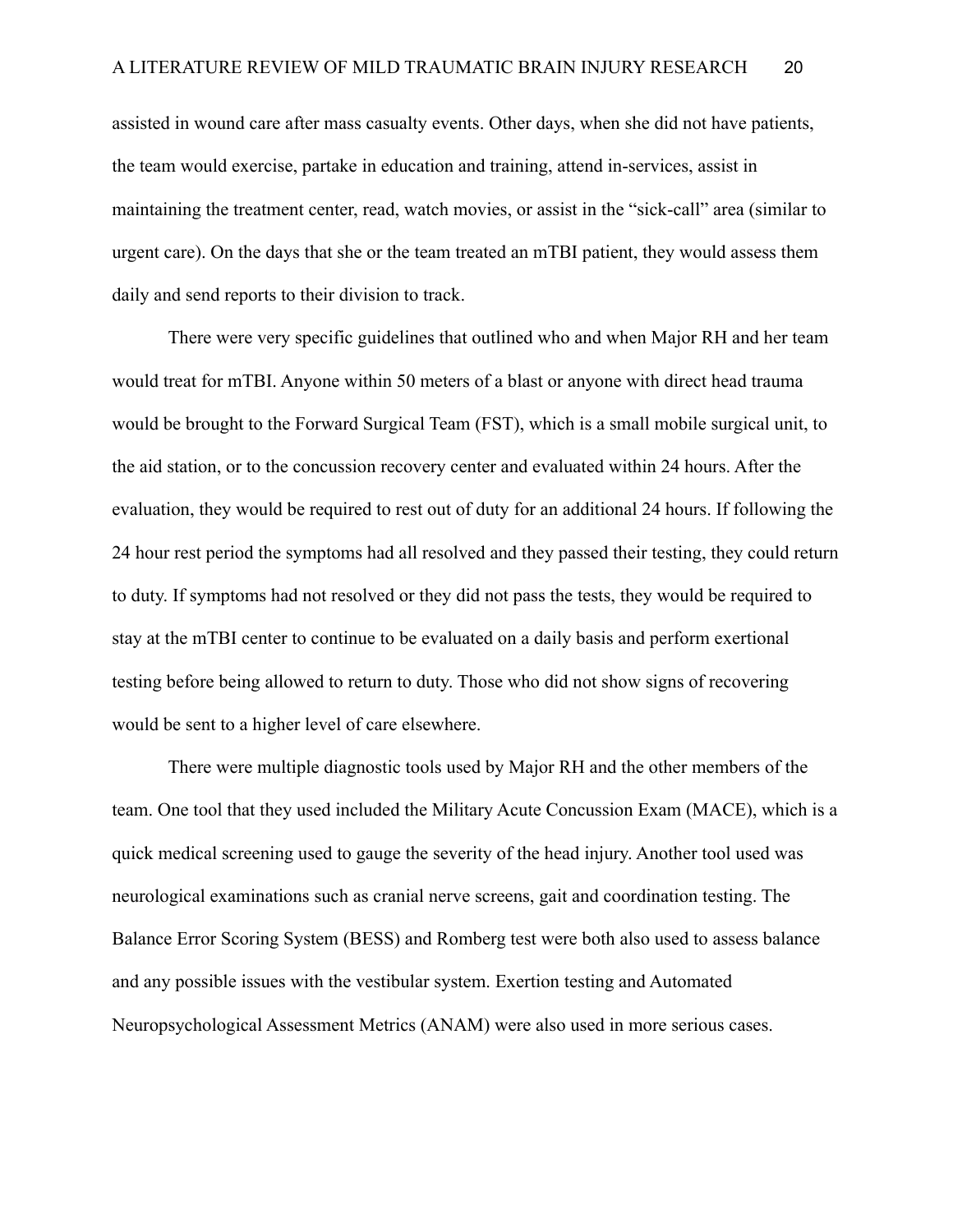assisted in wound care after mass casualty events. Other days, when she did not have patients, the team would exercise, partake in education and training, attend in-services, assist in maintaining the treatment center, read, watch movies, or assist in the "sick-call" area (similar to urgent care). On the days that she or the team treated an mTBI patient, they would assess them daily and send reports to their division to track.

There were very specific guidelines that outlined who and when Major RH and her team would treat for mTBI. Anyone within 50 meters of a blast or anyone with direct head trauma would be brought to the Forward Surgical Team (FST), which is a small mobile surgical unit, to the aid station, or to the concussion recovery center and evaluated within 24 hours. After the evaluation, they would be required to rest out of duty for an additional 24 hours. If following the 24 hour rest period the symptoms had all resolved and they passed their testing, they could return to duty. If symptoms had not resolved or they did not pass the tests, they would be required to stay at the mTBI center to continue to be evaluated on a daily basis and perform exertional testing before being allowed to return to duty. Those who did not show signs of recovering would be sent to a higher level of care elsewhere.

There were multiple diagnostic tools used by Major RH and the other members of the team. One tool that they used included the Military Acute Concussion Exam (MACE), which is a quick medical screening used to gauge the severity of the head injury. Another tool used was neurological examinations such as cranial nerve screens, gait and coordination testing. The Balance Error Scoring System (BESS) and Romberg test were both also used to assess balance and any possible issues with the vestibular system. Exertion testing and Automated Neuropsychological Assessment Metrics (ANAM) were also used in more serious cases.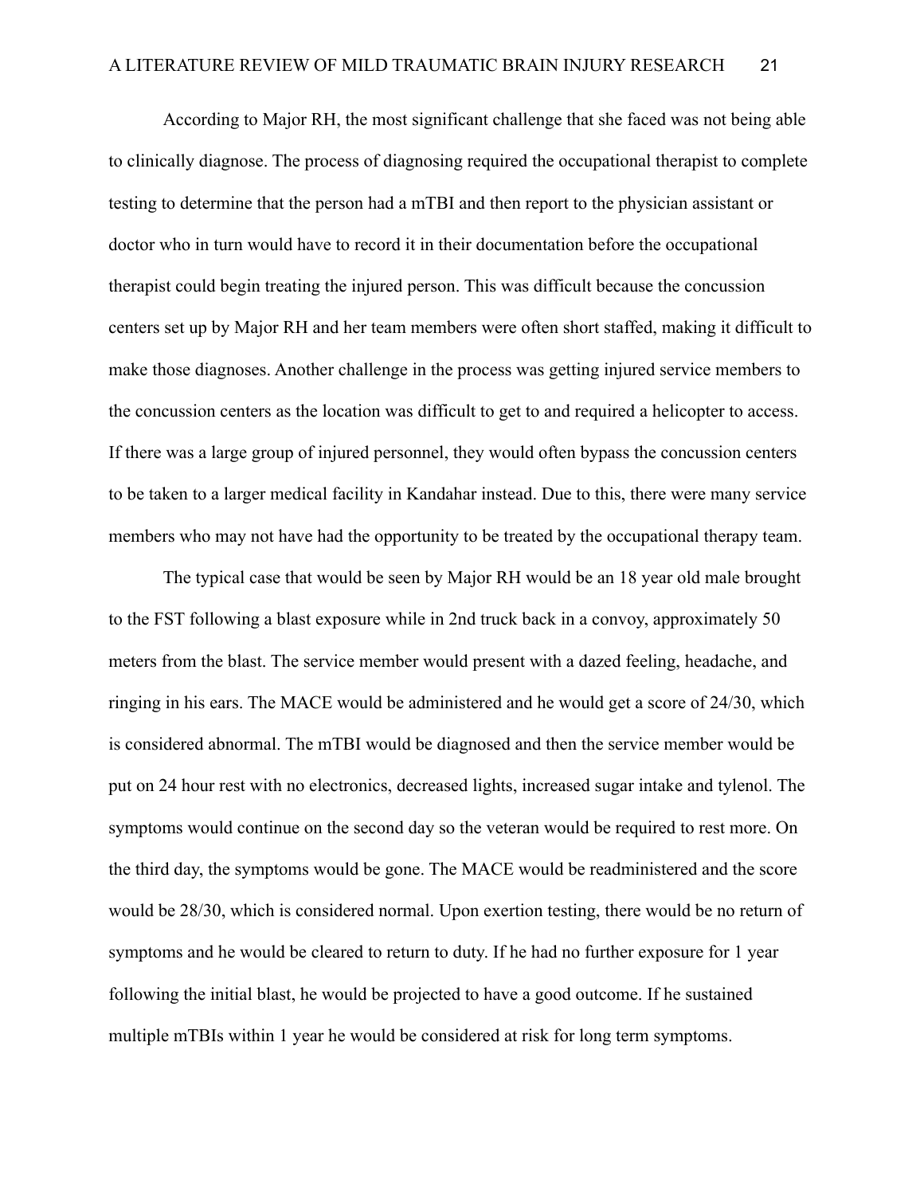According to Major RH, the most significant challenge that she faced was not being able to clinically diagnose. The process of diagnosing required the occupational therapist to complete testing to determine that the person had a mTBI and then report to the physician assistant or doctor who in turn would have to record it in their documentation before the occupational therapist could begin treating the injured person. This was difficult because the concussion centers set up by Major RH and her team members were often short staffed, making it difficult to make those diagnoses. Another challenge in the process was getting injured service members to the concussion centers as the location was difficult to get to and required a helicopter to access. If there was a large group of injured personnel, they would often bypass the concussion centers to be taken to a larger medical facility in Kandahar instead. Due to this, there were many service members who may not have had the opportunity to be treated by the occupational therapy team.

The typical case that would be seen by Major RH would be an 18 year old male brought to the FST following a blast exposure while in 2nd truck back in a convoy, approximately 50 meters from the blast. The service member would present with a dazed feeling, headache, and ringing in his ears. The MACE would be administered and he would get a score of 24/30, which is considered abnormal. The mTBI would be diagnosed and then the service member would be put on 24 hour rest with no electronics, decreased lights, increased sugar intake and tylenol. The symptoms would continue on the second day so the veteran would be required to rest more. On the third day, the symptoms would be gone. The MACE would be readministered and the score would be 28/30, which is considered normal. Upon exertion testing, there would be no return of symptoms and he would be cleared to return to duty. If he had no further exposure for 1 year following the initial blast, he would be projected to have a good outcome. If he sustained multiple mTBIs within 1 year he would be considered at risk for long term symptoms.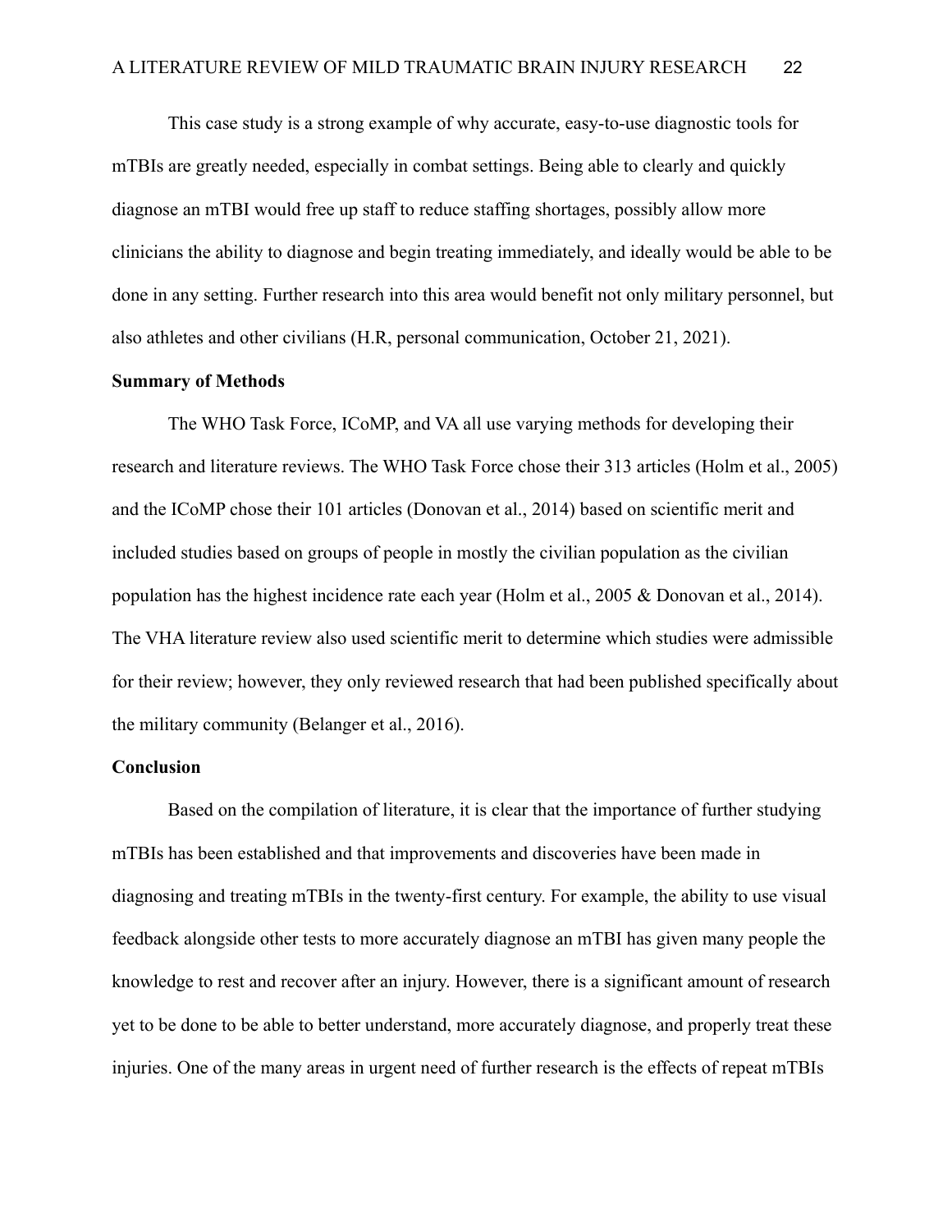This case study is a strong example of why accurate, easy-to-use diagnostic tools for mTBIs are greatly needed, especially in combat settings. Being able to clearly and quickly diagnose an mTBI would free up staff to reduce staffing shortages, possibly allow more clinicians the ability to diagnose and begin treating immediately, and ideally would be able to be done in any setting. Further research into this area would benefit not only military personnel, but also athletes and other civilians (H.R, personal communication, October 21, 2021).

## Summary of Methods

The WHO Task Force, ICoMP, and VA all use varying methods for developing their research and literature reviews. The WHO Task Force chose their 313 articles (Holm et al., 2005) and the ICoMP chose their 101 articles (Donovan et al., 2014) based on scientific merit and included studies based on groups of people in mostly the civilian population as the civilian population has the highest incidence rate each year (Holm et al., 2005 & Donovan et al., 2014). The VHA literature review also used scientific merit to determine which studies were admissible for their review; however, they only reviewed research that had been published specifically about the military community (Belanger et al., 2016).

## Conclusion

Based on the compilation of literature, it is clear that the importance of further studying mTBIs has been established and that improvements and discoveries have been made in diagnosing and treating mTBIs in the twenty-first century. For example, the ability to use visual feedback alongside other tests to more accurately diagnose an mTBI has given many people the knowledge to rest and recover after an injury. However, there is a significant amount of research yet to be done to be able to better understand, more accurately diagnose, and properly treat these injuries. One of the many areas in urgent need of further research is the effects of repeat mTBIs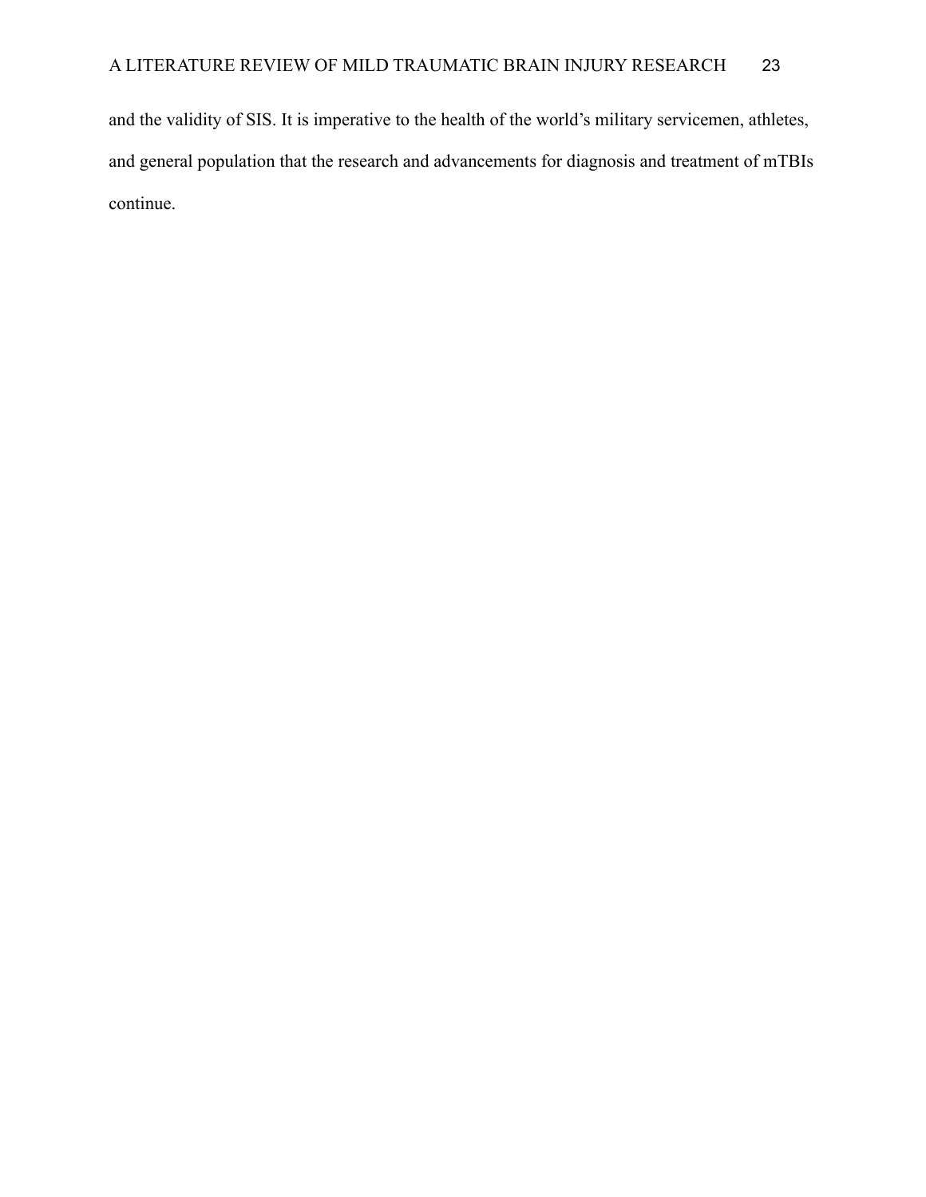and the validity of SIS. It is imperative to the health of the world's military servicemen, athletes, and general population that the research and advancements for diagnosis and treatment of mTBIs continue.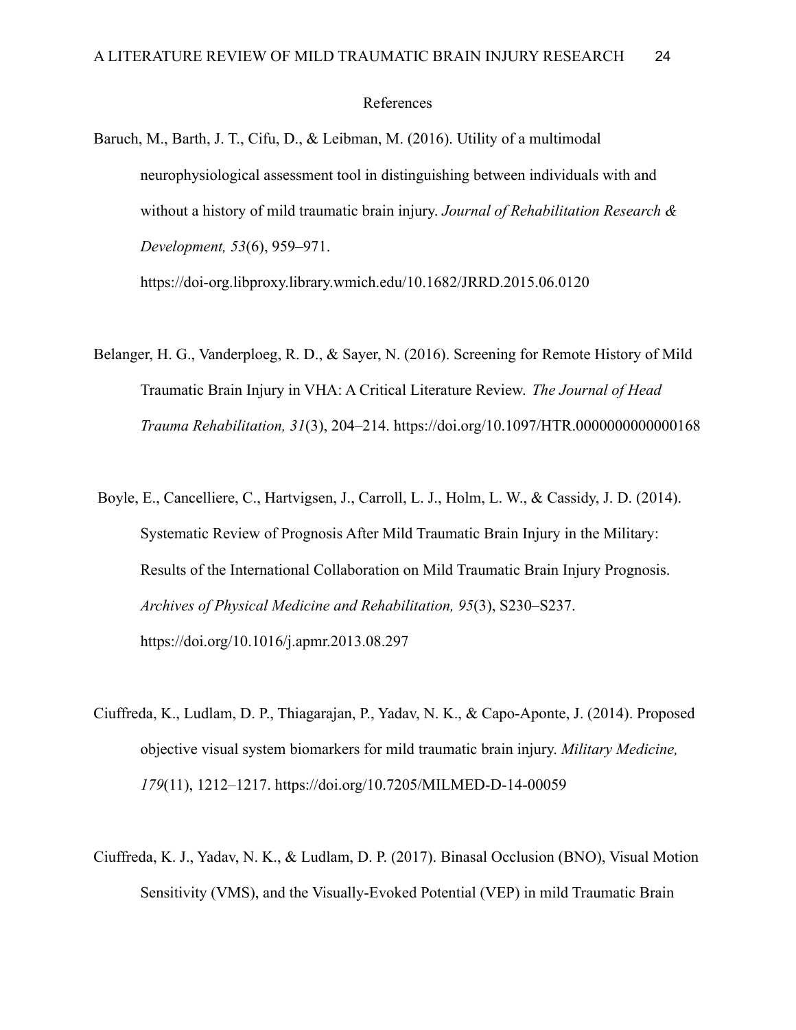# References

Baruch, M., Barth, J. T., Cifu, D., & Leibman, M. (2016). Utility of a multimodal neurophysiological assessment tool in distinguishing between individuals with and without a history of mild traumatic brain injury. *Journal of Rehabilitation Research & Development, 53*(6), 959–971. https://doi-org.libproxy.library.wmich.edu/10.1682/JRRD.2015.06.0120

Belanger, H. G., Vanderploeg, R. D., & Sayer, N. (2016). Screening for Remote History of Mild Traumatic Brain Injury in VHA: A Critical Literature Review. *The Journal of Head Trauma Rehabilitation, 31*(3), 204–214. https://doi.org/10.1097/HTR.0000000000000168

Boyle, E., Cancelliere, C., Hartvigsen, J., Carroll, L. J., Holm, L. W., & Cassidy, J. D. (2014). Systematic Review of Prognosis After Mild Traumatic Brain Injury in the Military: Results of the International Collaboration on Mild Traumatic Brain Injury Prognosis. *Archives of Physical Medicine and Rehabilitation, 95*(3), S230–S237. https://doi.org/10.1016/j.apmr.2013.08.297

Ciuffreda, K., Ludlam, D. P., Thiagarajan, P., Yadav, N. K., & Capo-Aponte, J. (2014). Proposed objective visual system biomarkers for mild traumatic brain injury. *Military Medicine, 179*(11), 1212–1217. https://doi.org/10.7205/MILMED-D-14-00059

Ciuffreda, K. J., Yadav, N. K., & Ludlam, D. P. (2017). Binasal Occlusion (BNO), Visual Motion Sensitivity (VMS), and the Visually-Evoked Potential (VEP) in mild Traumatic Brain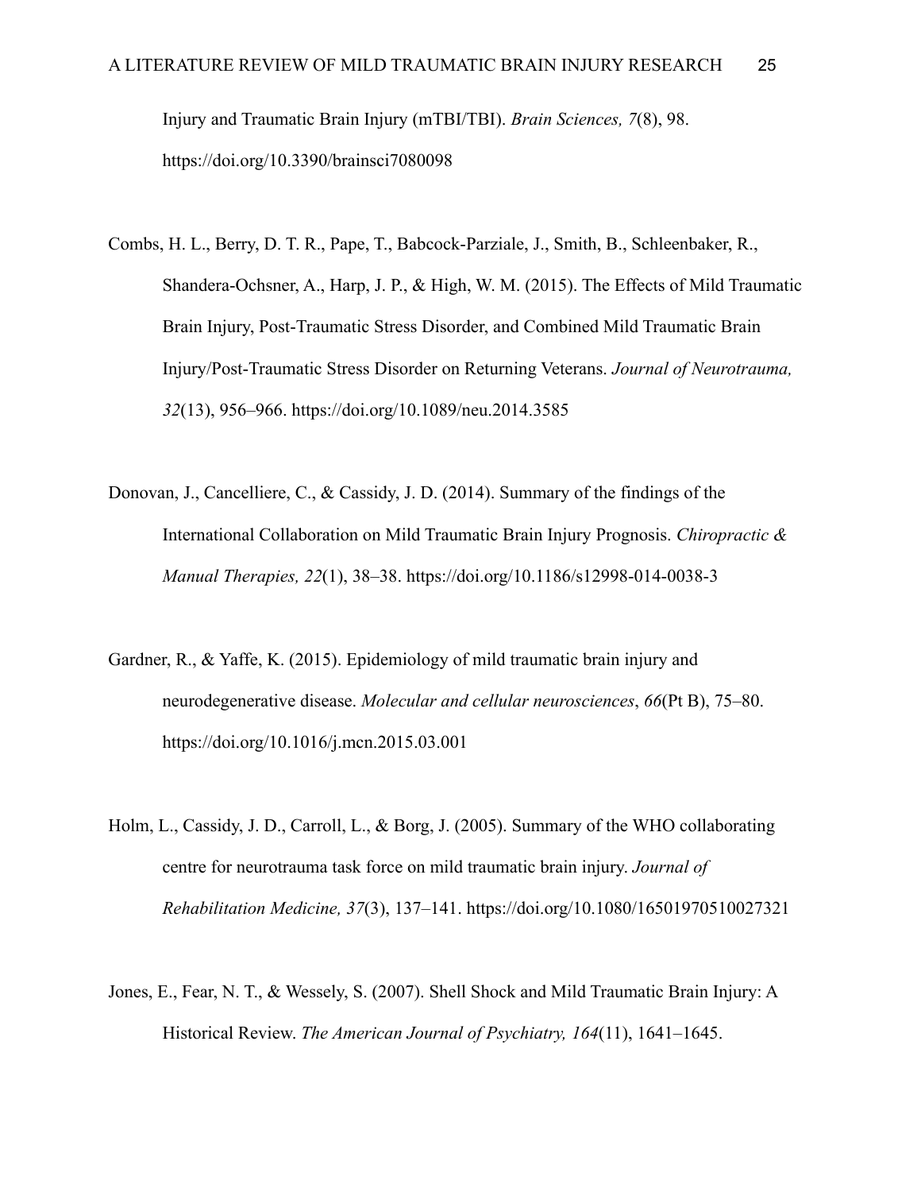Injury and Traumatic Brain Injury (mTBI/TBI). *Brain Sciences, 7*(8), 98. https://doi.org/10.3390/brainsci7080098

Combs, H. L., Berry, D. T. R., Pape, T., Babcock-Parziale, J., Smith, B., Schleenbaker, R., Shandera-Ochsner, A., Harp, J. P., & High, W. M. (2015). The Effects of Mild Traumatic Brain Injury, Post-Traumatic Stress Disorder, and Combined Mild Traumatic Brain Injury/Post-Traumatic Stress Disorder on Returning Veterans. *Journal of Neurotrauma, 32*(13), 956–966. https://doi.org/10.1089/neu.2014.3585

Donovan, J., Cancelliere, C., & Cassidy, J. D. (2014). Summary of the findings of the International Collaboration on Mild Traumatic Brain Injury Prognosis. *Chiropractic & Manual Therapies, 22*(1), 38–38. https://doi.org/10.1186/s12998-014-0038-3

Gardner, R., & Yaffe, K. (2015). Epidemiology of mild traumatic brain injury and neurodegenerative disease. *Molecular and cellular neurosciences*, *66*(Pt B), 75–80. https://doi.org/10.1016/j.mcn.2015.03.001

Holm, L., Cassidy, J. D., Carroll, L., & Borg, J. (2005). Summary of the WHO collaborating centre for neurotrauma task force on mild traumatic brain injury. *Journal of Rehabilitation Medicine, 37*(3), 137–141. https://doi.org/10.1080/16501970510027321

Jones, E., Fear, N. T., & Wessely, S. (2007). Shell Shock and Mild Traumatic Brain Injury: A Historical Review. *The American Journal of Psychiatry, 164*(11), 1641–1645.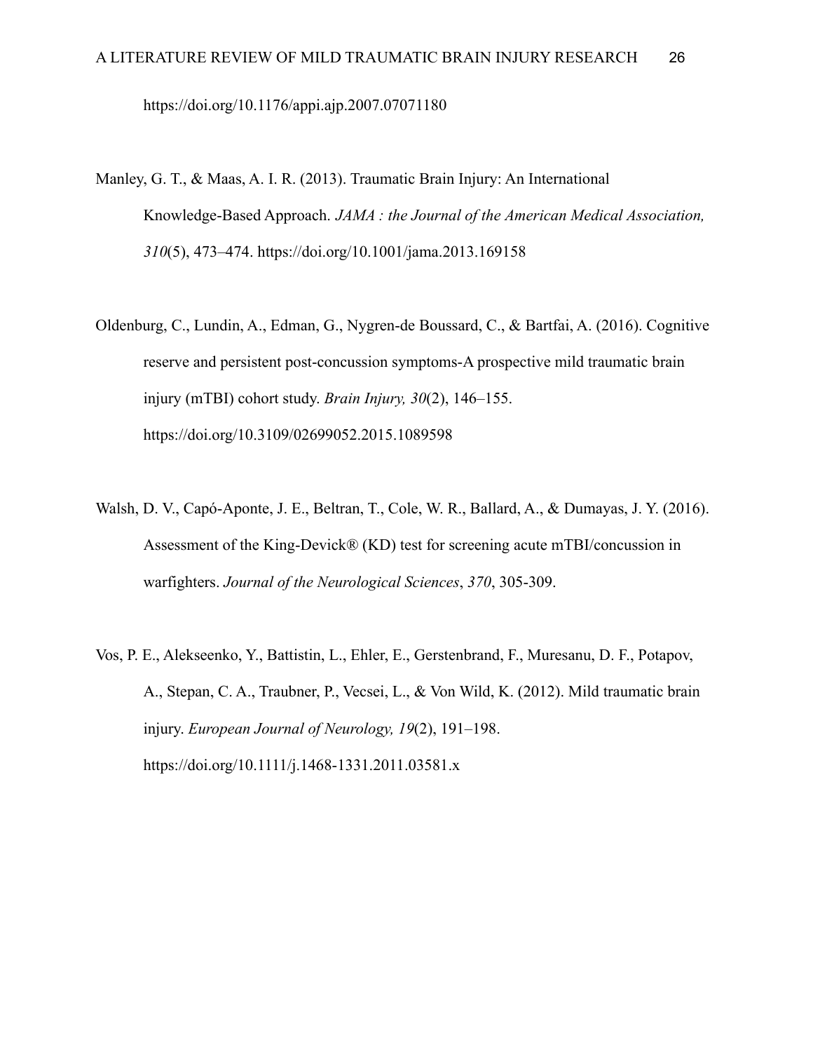https://doi.org/10.1176/appi.ajp.2007.07071180

Manley, G. T., & Maas, A. I. R. (2013). Traumatic Brain Injury: An International Knowledge-Based Approach. *JAMA : the Journal of the American Medical Association, 310*(5), 473–474. https://doi.org/10.1001/jama.2013.169158

Oldenburg, C., Lundin, A., Edman, G., Nygren-de Boussard, C., & Bartfai, A. (2016). Cognitive reserve and persistent post-concussion symptoms-A prospective mild traumatic brain injury (mTBI) cohort study. *Brain Injury, 30*(2), 146–155. https://doi.org/10.3109/02699052.2015.1089598

Walsh, D. V., Capó-Aponte, J. E., Beltran, T., Cole, W. R., Ballard, A., & Dumayas, J. Y. (2016). Assessment of the King-Devick® (KD) test for screening acute mTBI/concussion in warfighters. *Journal of the Neurological Sciences*, *370*, 305-309.

Vos, P. E., Alekseenko, Y., Battistin, L., Ehler, E., Gerstenbrand, F., Muresanu, D. F., Potapov, A., Stepan, C. A., Traubner, P., Vecsei, L., & Von Wild, K. (2012). Mild traumatic brain injury. *European Journal of Neurology, 19*(2), 191–198. https://doi.org/10.1111/j.1468-1331.2011.03581.x